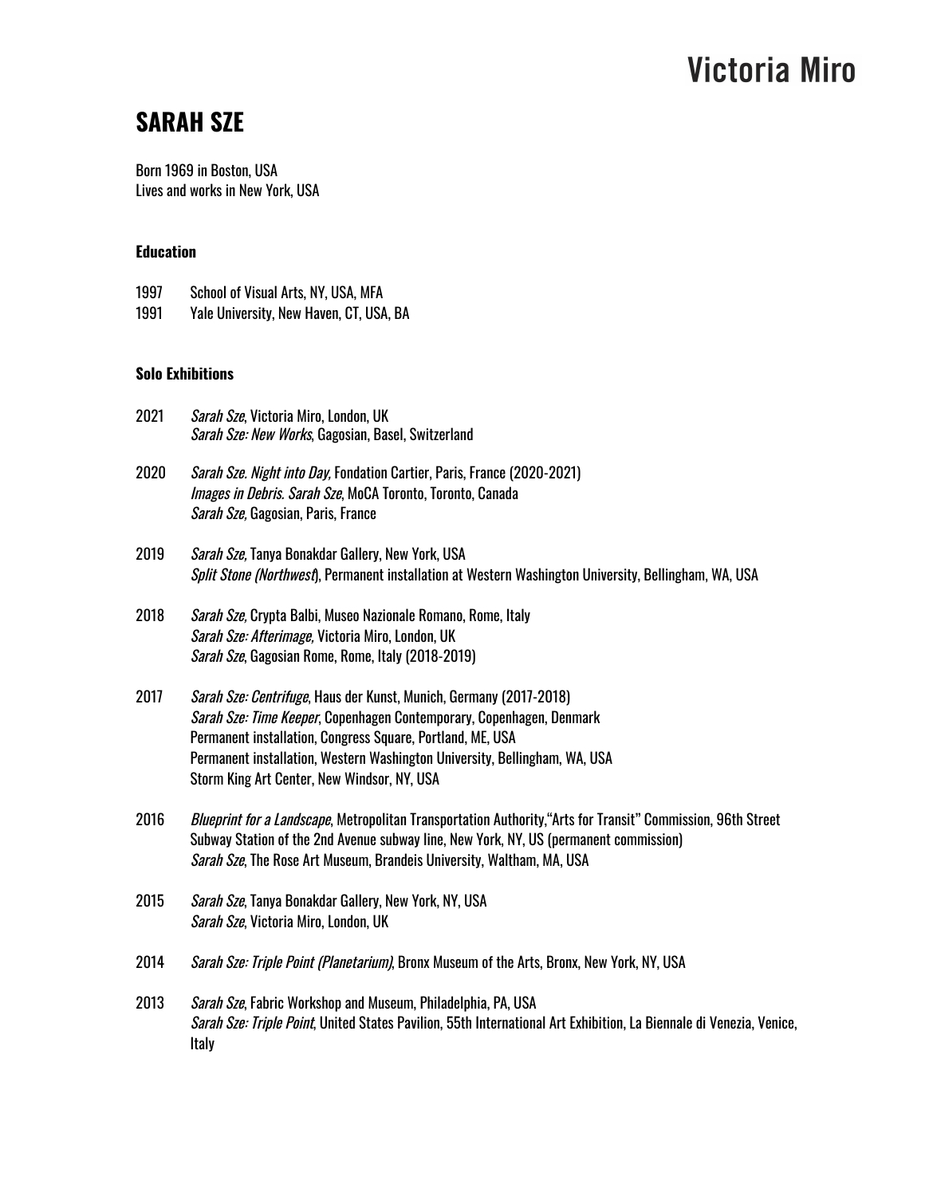# SARAH SZE

Born 1969 in Boston, USA
Lives and works in New York, USA

### Education

1997 School of Visual Arts, NY, USA, MFA
1991 Yale University, New Haven, CT, USA, BA

### Solo Exhibitions

**2021**
*Sarah Sze*, Victoria Miro, London, UK
*Sarah Sze: New Works*, Gagosian, Basel, Switzerland

**2020**
*Sarah Sze. Night into Day,* Fondation Cartier, Paris, France (2020-2021)
*Images in Debris. Sarah Sze*, MoCA Toronto, Toronto, Canada
*Sarah Sze,* Gagosian, Paris, France

**2019**
*Sarah Sze,* Tanya Bonakdar Gallery, New York, USA
*Split Stone (Northwest*), Permanent installation at Western Washington University, Bellingham, WA, USA

**2018**
*Sarah Sze*, Crypta Balbi, Museo Nazionale Romano, Rome, Italy
*Sarah Sze: Afterimage,* Victoria Miro, London, UK
*Sarah Sze*, Gagosian Rome, Rome, Italy (2018-2019)

**2017**
*Sarah Sze: Centrifuge*, Haus der Kunst, Munich, Germany (2017-2018)
*Sarah Sze: Time Keeper*, Copenhagen Contemporary, Copenhagen, Denmark
Permanent installation, Congress Square, Portland, ME, USA
Permanent installation, Western Washington University, Bellingham, WA, USA
Storm King Art Center, New Windsor, NY, USA

**2016**
*Blueprint for a Landscape*, Metropolitan Transportation Authority,"Arts for Transit" Commission, 96th Street Subway Station of the 2nd Avenue subway line, New York, NY, US (permanent commission)
*Sarah Sze*, The Rose Art Museum, Brandeis University, Waltham, MA, USA

**2015**
*Sarah Sze*, Tanya Bonakdar Gallery, New York, NY, USA
*Sarah Sze*, Victoria Miro, London, UK

**2014**
*Sarah Sze: Triple Point (Planetarium)*, Bronx Museum of the Arts, Bronx, New York, NY, USA

**2013**
*Sarah Sze*, Fabric Workshop and Museum, Philadelphia, PA, USA
*Sarah Sze: Triple Point*, United States Pavilion, 55th International Art Exhibition, La Biennale di Venezia, Venice, Italy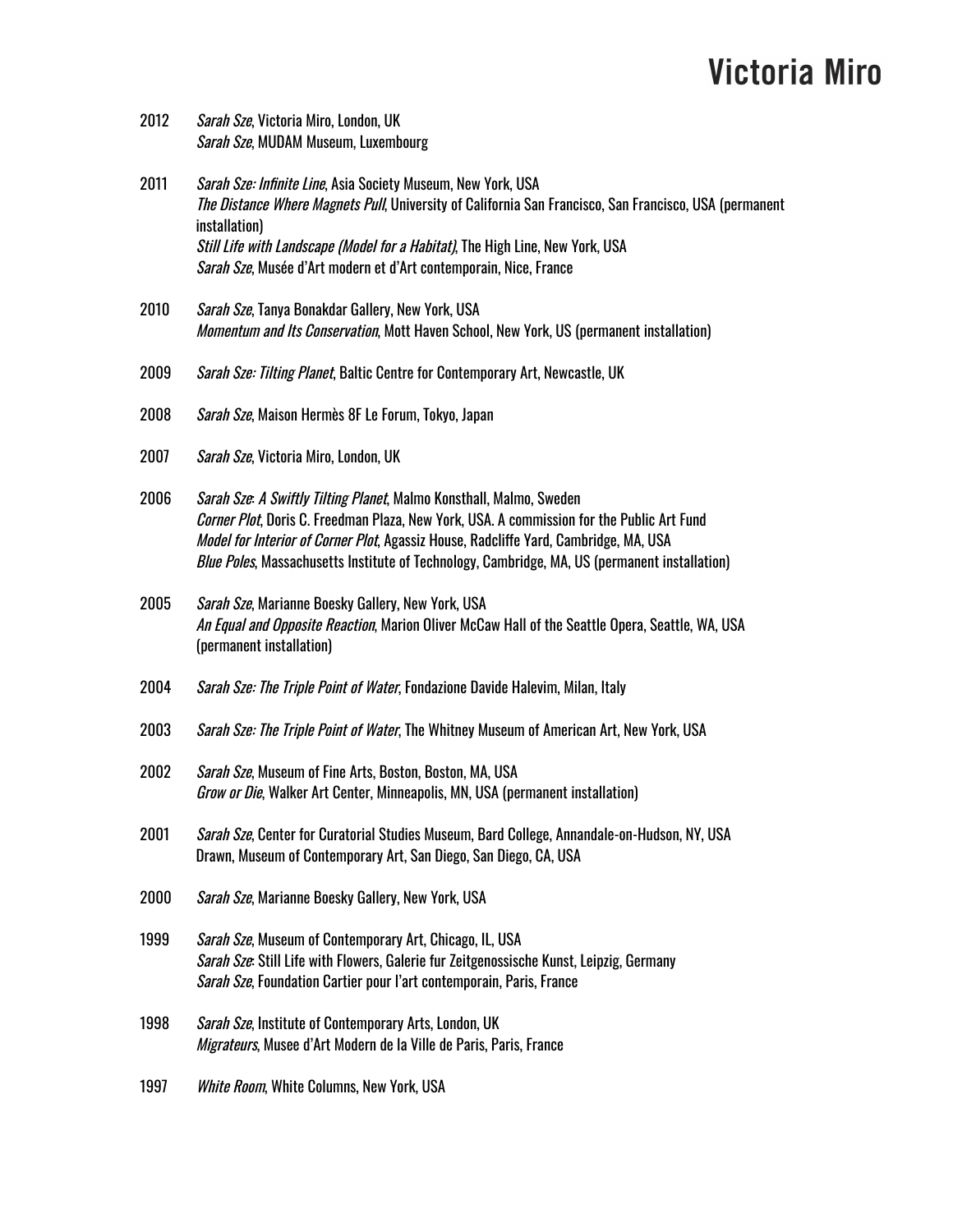2012 *Sarah Sze*, Victoria Miro, London, UK
*Sarah Sze*, MUDAM Museum, Luxembourg

2011 *Sarah Sze: Infinite Line*, Asia Society Museum, New York, USA
*The Distance Where Magnets Pull*, University of California San Francisco, San Francisco, USA (permanent installation)
*Still Life with Landscape (Model for a Habitat)*, The High Line, New York, USA
*Sarah Sze*, Musée d'Art modern et d'Art contemporain, Nice, France

2010 *Sarah Sze*, Tanya Bonakdar Gallery, New York, USA
*Momentum and Its Conservation*, Mott Haven School, New York, US (permanent installation)

2009 *Sarah Sze: Tilting Planet*, Baltic Centre for Contemporary Art, Newcastle, UK

2008 *Sarah Sze*, Maison Hermès 8F Le Forum, Tokyo, Japan

2007 *Sarah Sze*, Victoria Miro, London, UK

2006 *Sarah Sze: A Swiftly Tilting Planet*, Malmo Konsthall, Malmo, Sweden
*Corner Plot*, Doris C. Freedman Plaza, New York, USA. A commission for the Public Art Fund
*Model for Interior of Corner Plot*, Agassiz House, Radcliffe Yard, Cambridge, MA, USA
*Blue Poles*, Massachusetts Institute of Technology, Cambridge, MA, US (permanent installation)

2005 *Sarah Sze*, Marianne Boesky Gallery, New York, USA
*An Equal and Opposite Reaction*, Marion Oliver McCaw Hall of the Seattle Opera, Seattle, WA, USA (permanent installation)

2004 *Sarah Sze: The Triple Point of Water*, Fondazione Davide Halevim, Milan, Italy

2003 *Sarah Sze: The Triple Point of Water*, The Whitney Museum of American Art, New York, USA

2002 *Sarah Sze*, Museum of Fine Arts, Boston, Boston, MA, USA
*Grow or Die*, Walker Art Center, Minneapolis, MN, USA (permanent installation)

2001 *Sarah Sze*, Center for Curatorial Studies Museum, Bard College, Annandale-on-Hudson, NY, USA
Drawn, Museum of Contemporary Art, San Diego, San Diego, CA, USA

2000 *Sarah Sze*, Marianne Boesky Gallery, New York, USA

1999 *Sarah Sze*, Museum of Contemporary Art, Chicago, IL, USA
*Sarah Sze*: Still Life with Flowers, Galerie fur Zeitgenossische Kunst, Leipzig, Germany
*Sarah Sze*, Foundation Cartier pour l'art contemporain, Paris, France

1998 *Sarah Sze*, Institute of Contemporary Arts, London, UK
*Migrateurs*, Musee d'Art Modern de la Ville de Paris, Paris, France

1997 *White Room*, White Columns, New York, USA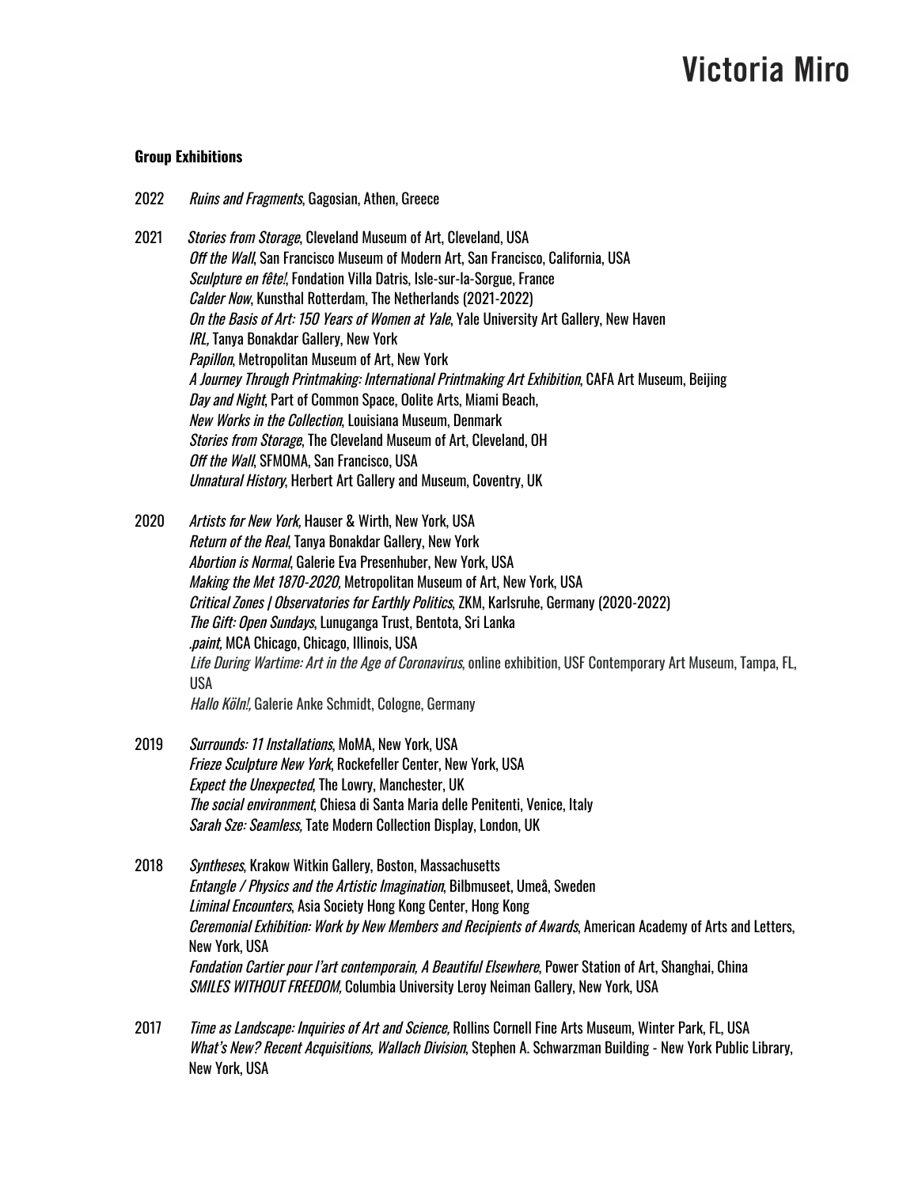**Group Exhibitions**

2022 *Ruins and Fragments*, Gagosian, Athen, Greece

2021 *Stories from Storage*, Cleveland Museum of Art, Cleveland, USA
*Off the Wall*, San Francisco Museum of Modern Art, San Francisco, California, USA
*Sculpture en fête!*, Fondation Villa Datris, Isle-sur-la-Sorgue, France
*Calder Now*, Kunsthal Rotterdam, The Netherlands (2021-2022)
*On the Basis of Art: 150 Years of Women at Yale*, Yale University Art Gallery, New Haven
*IRL,* Tanya Bonakdar Gallery, New York
*Papillon*, Metropolitan Museum of Art, New York
*A Journey Through Printmaking: International Printmaking Art Exhibition*, CAFA Art Museum, Beijing
*Day and Night*, Part of Common Space, Oolite Arts, Miami Beach,
*New Works in the Collection*, Louisiana Museum, Denmark
*Stories from Storage*, The Cleveland Museum of Art, Cleveland, OH
*Off the Wall*, SFMOMA, San Francisco, USA
*Unnatural History*, Herbert Art Gallery and Museum, Coventry, UK

2020 *Artists for New York*, Hauser & Wirth, New York, USA
*Return of the Real*, Tanya Bonakdar Gallery, New York
*Abortion is Normal*, Galerie Eva Presenhuber, New York, USA
*Making the Met 1870-2020,* Metropolitan Museum of Art, New York, USA
*Critical Zones | Observatories for Earthly Politics*, ZKM, Karlsruhe, Germany (2020-2022)
*The Gift: Open Sundays*, Lunuganga Trust, Bentota, Sri Lanka
*.paint,* MCA Chicago, Chicago, Illinois, USA
*Life During Wartime: Art in the Age of Coronavirus*, online exhibition, USF Contemporary Art Museum, Tampa, FL, USA
*Hallo Köln!,* Galerie Anke Schmidt, Cologne, Germany

2019 *Surrounds: 11 Installations*, MoMA, New York, USA
*Frieze Sculpture New York*, Rockefeller Center, New York, USA
*Expect the Unexpected*, The Lowry, Manchester, UK
*The social environment*, Chiesa di Santa Maria delle Penitenti, Venice, Italy
*Sarah Sze: Seamless,* Tate Modern Collection Display, London, UK

2018 *Syntheses*, Krakow Witkin Gallery, Boston, Massachusetts
*Entangle / Physics and the Artistic Imagination*, Bilbmuseet, Umeå, Sweden
*Liminal Encounters*, Asia Society Hong Kong Center, Hong Kong
*Ceremonial Exhibition: Work by New Members and Recipients of Awards*, American Academy of Arts and Letters, New York, USA
*Fondation Cartier pour l'art contemporain, A Beautiful Elsewhere*, Power Station of Art, Shanghai, China
*SMILES WITHOUT FREEDOM,* Columbia University Leroy Neiman Gallery, New York, USA

2017 *Time as Landscape: Inquiries of Art and Science,* Rollins Cornell Fine Arts Museum, Winter Park, FL, USA
*What's New? Recent Acquisitions, Wallach Division*, Stephen A. Schwarzman Building - New York Public Library, New York, USA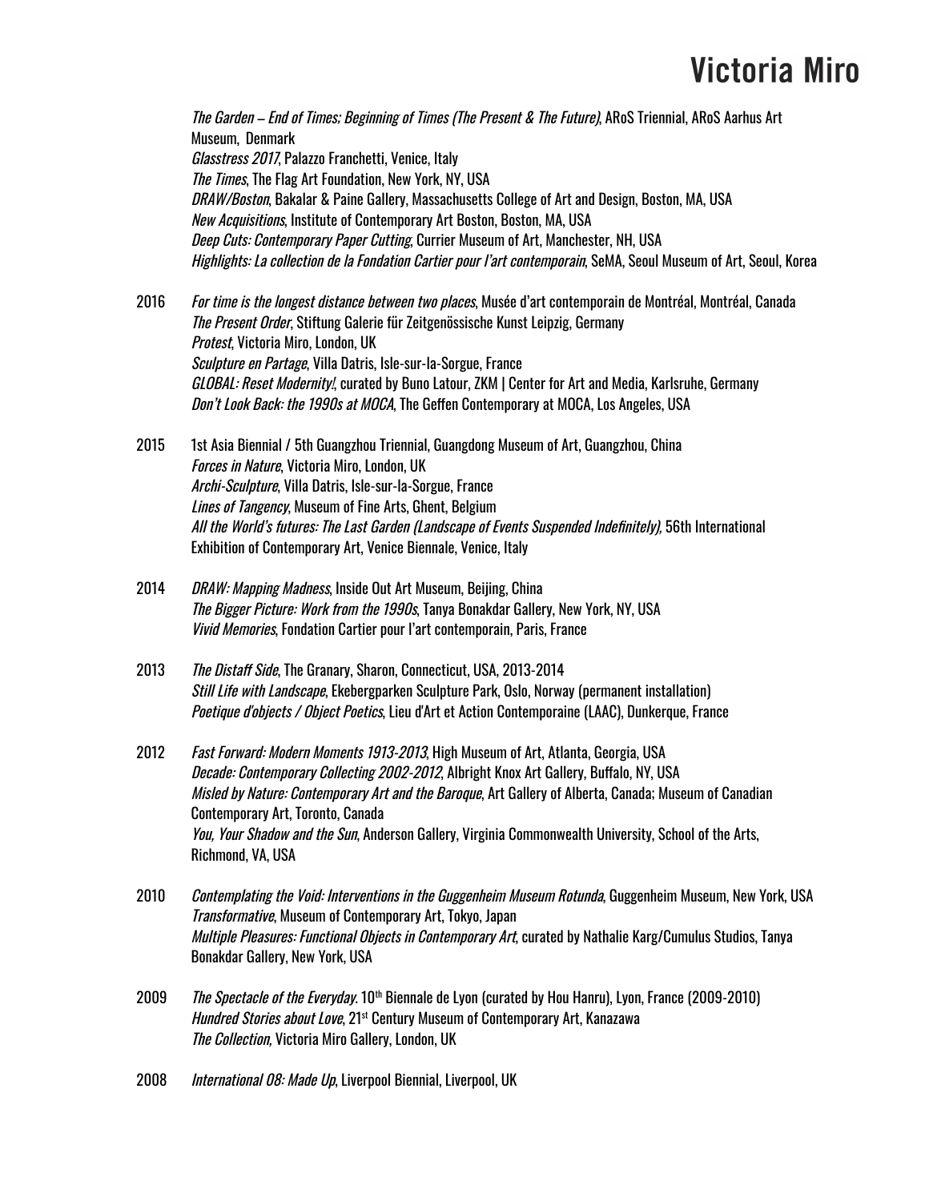*The Garden – End of Times; Beginning of Times (The Present & The Future)*, ARoS Triennial, ARoS Aarhus Art Museum, Denmark
*Glasstress 2017*, Palazzo Franchetti, Venice, Italy
*The Times*, The Flag Art Foundation, New York, NY, USA
*DRAW/Boston*, Bakalar & Paine Gallery, Massachusetts College of Art and Design, Boston, MA, USA
*New Acquisitions*, Institute of Contemporary Art Boston, Boston, MA, USA
*Deep Cuts: Contemporary Paper Cutting*, Currier Museum of Art, Manchester, NH, USA
*Highlights: La collection de la Fondation Cartier pour l'art contemporain*, SeMA, Seoul Museum of Art, Seoul, Korea

2016 *For time is the longest distance between two places*, Musée d'art contemporain de Montréal, Montréal, Canada
*The Present Order*, Stiftung Galerie für Zeitgenössische Kunst Leipzig, Germany
*Protest*, Victoria Miro, London, UK
*Sculpture en Partage*, Villa Datris, Isle-sur-la-Sorgue, France
*GLOBAL: Reset Modernity!*, curated by Buno Latour, ZKM | Center for Art and Media, Karlsruhe, Germany
*Don't Look Back: the 1990s at MOCA*, The Geffen Contemporary at MOCA, Los Angeles, USA

2015 1st Asia Biennial / 5th Guangzhou Triennial, Guangdong Museum of Art, Guangzhou, China
*Forces in Nature*, Victoria Miro, London, UK
*Archi-Sculpture*, Villa Datris, Isle-sur-la-Sorgue, France
*Lines of Tangency*, Museum of Fine Arts, Ghent, Belgium
*All the World's futures: The Last Garden (Landscape of Events Suspended Indefinitely)*, 56th International Exhibition of Contemporary Art, Venice Biennale, Venice, Italy

2014 *DRAW: Mapping Madness*, Inside Out Art Museum, Beijing, China
*The Bigger Picture: Work from the 1990s*, Tanya Bonakdar Gallery, New York, NY, USA
*Vivid Memories*, Fondation Cartier pour l'art contemporain, Paris, France

2013 *The Distaff Side*, The Granary, Sharon, Connecticut, USA, 2013-2014
*Still Life with Landscape*, Ekebergparken Sculpture Park, Oslo, Norway (permanent installation)
*Poetique d'objects / Object Poetics*, Lieu d'Art et Action Contemporaine (LAAC), Dunkerque, France

2012 *Fast Forward: Modern Moments 1913-2013*, High Museum of Art, Atlanta, Georgia, USA
*Decade: Contemporary Collecting 2002-2012*, Albright Knox Art Gallery, Buffalo, NY, USA
*Misled by Nature: Contemporary Art and the Baroque*, Art Gallery of Alberta, Canada; Museum of Canadian Contemporary Art, Toronto, Canada
*You, Your Shadow and the Sun*, Anderson Gallery, Virginia Commonwealth University, School of the Arts, Richmond, VA, USA

2010 *Contemplating the Void: Interventions in the Guggenheim Museum Rotunda*, Guggenheim Museum, New York, USA
*Transformative*, Museum of Contemporary Art, Tokyo, Japan
*Multiple Pleasures: Functional Objects in Contemporary Art*, curated by Nathalie Karg/Cumulus Studios, Tanya Bonakdar Gallery, New York, USA

2009 *The Spectacle of the Everyday*. 10th Biennale de Lyon (curated by Hou Hanru), Lyon, France (2009-2010)
*Hundred Stories about Love*, 21st Century Museum of Contemporary Art, Kanazawa
*The Collection,* Victoria Miro Gallery, London, UK

2008 *International 08: Made Up*, Liverpool Biennial, Liverpool, UK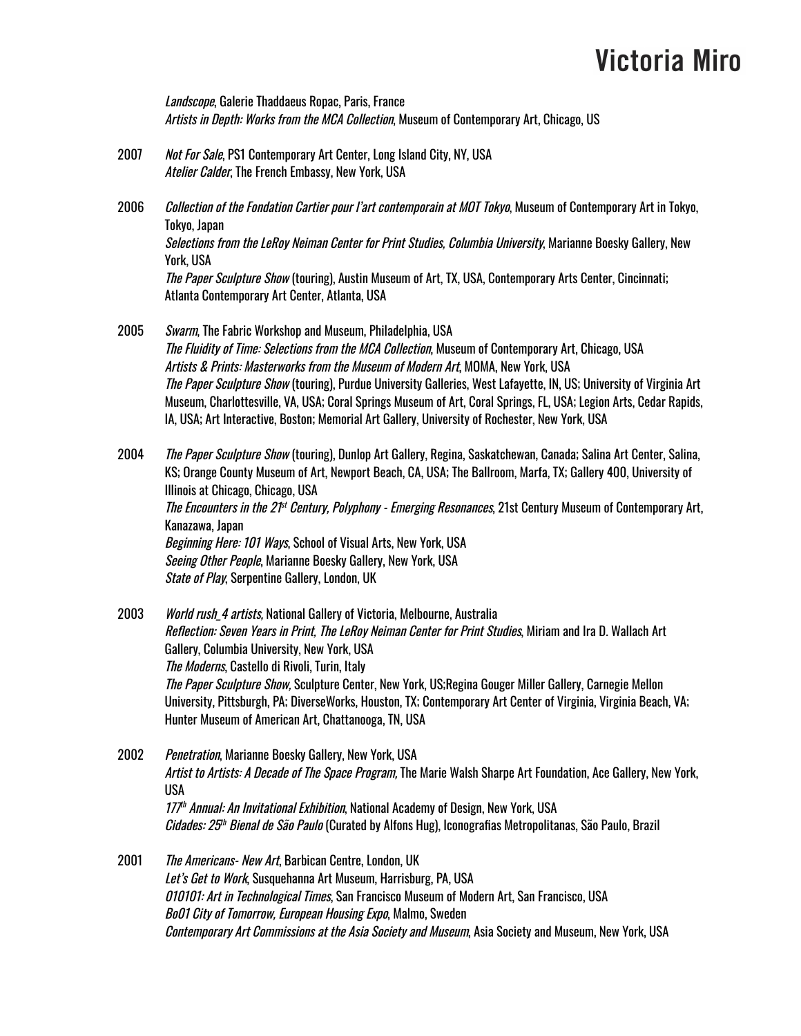*Landscope*, Galerie Thaddaeus Ropac, Paris, France
*Artists in Depth: Works from the MCA Collection*, Museum of Contemporary Art, Chicago, US

2007 *Not For Sale*, PS1 Contemporary Art Center, Long Island City, NY, USA
*Atelier Calder*, The French Embassy, New York, USA

2006 *Collection of the Fondation Cartier pour l'art contemporain at MOT Tokyo*, Museum of Contemporary Art in Tokyo, Tokyo, Japan
*Selections from the LeRoy Neiman Center for Print Studies, Columbia University*, Marianne Boesky Gallery, New York, USA
*The Paper Sculpture Show* (touring), Austin Museum of Art, TX, USA, Contemporary Arts Center, Cincinnati; Atlanta Contemporary Art Center, Atlanta, USA

2005 *Swarm*, The Fabric Workshop and Museum, Philadelphia, USA
*The Fluidity of Time: Selections from the MCA Collection*, Museum of Contemporary Art, Chicago, USA
*Artists & Prints: Masterworks from the Museum of Modern Art*, MOMA, New York, USA
*The Paper Sculpture Show* (touring), Purdue University Galleries, West Lafayette, IN, US; University of Virginia Art Museum, Charlottesville, VA, USA; Coral Springs Museum of Art, Coral Springs, FL, USA; Legion Arts, Cedar Rapids, IA, USA; Art Interactive, Boston; Memorial Art Gallery, University of Rochester, New York, USA

2004 *The Paper Sculpture Show* (touring), Dunlop Art Gallery, Regina, Saskatchewan, Canada; Salina Art Center, Salina, KS; Orange County Museum of Art, Newport Beach, CA, USA; The Ballroom, Marfa, TX; Gallery 400, University of Illinois at Chicago, Chicago, USA
*The Encounters in the 21st Century, Polyphony - Emerging Resonances*, 21st Century Museum of Contemporary Art, Kanazawa, Japan
*Beginning Here: 101 Ways*, School of Visual Arts, New York, USA
*Seeing Other People*, Marianne Boesky Gallery, New York, USA
*State of Play*, Serpentine Gallery, London, UK

2003 *World rush_4 artists,* National Gallery of Victoria, Melbourne, Australia
*Reflection: Seven Years in Print, The LeRoy Neiman Center for Print Studies*, Miriam and Ira D. Wallach Art Gallery, Columbia University, New York, USA
*The Moderns*, Castello di Rivoli, Turin, Italy
*The Paper Sculpture Show,* Sculpture Center, New York, US;Regina Gouger Miller Gallery, Carnegie Mellon University, Pittsburgh, PA; DiverseWorks, Houston, TX; Contemporary Art Center of Virginia, Virginia Beach, VA; Hunter Museum of American Art, Chattanooga, TN, USA

2002 *Penetration*, Marianne Boesky Gallery, New York, USA
*Artist to Artists: A Decade of The Space Program,* The Marie Walsh Sharpe Art Foundation, Ace Gallery, New York, USA
*177th Annual: An Invitational Exhibition*, National Academy of Design, New York, USA
*Cidades: 25th Bienal de São Paulo* (Curated by Alfons Hug), Iconografias Metropolitanas, São Paulo, Brazil

2001 *The Americans- New Art*, Barbican Centre, London, UK
*Let's Get to Work*, Susquehanna Art Museum, Harrisburg, PA, USA
*010101: Art in Technological Times*, San Francisco Museum of Modern Art, San Francisco, USA
*Bo01 City of Tomorrow, European Housing Expo*, Malmo, Sweden
*Contemporary Art Commissions at the Asia Society and Museum*, Asia Society and Museum, New York, USA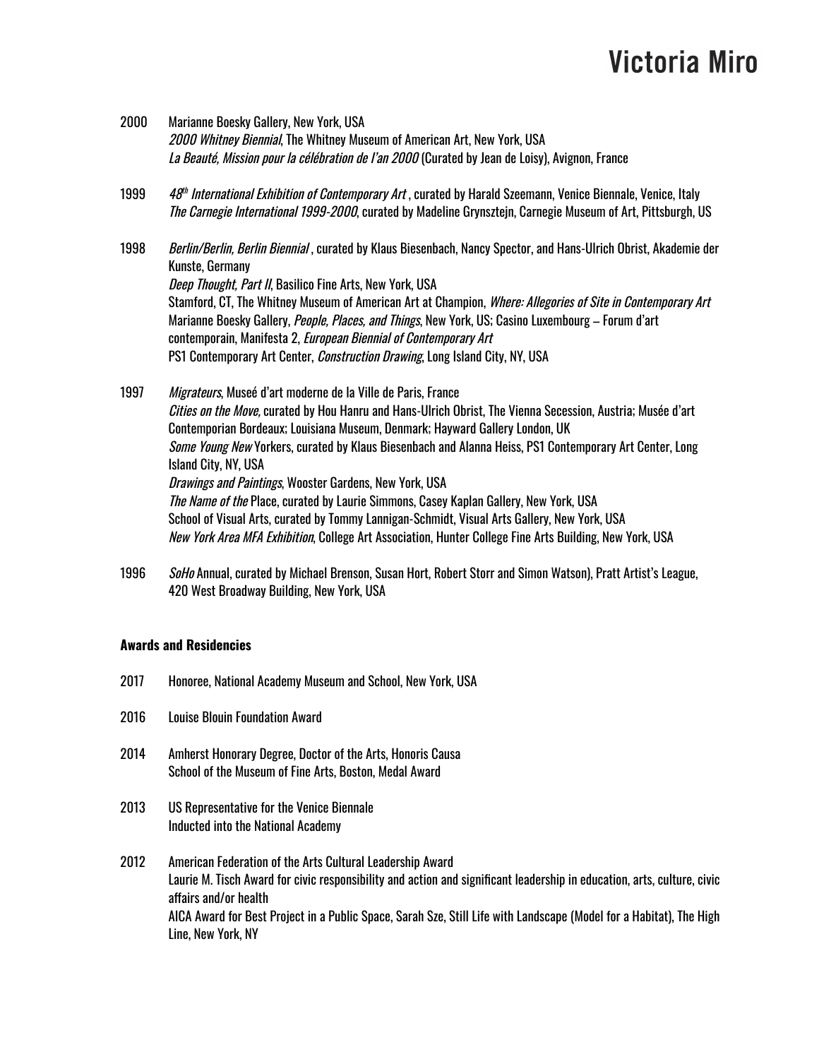2000 Marianne Boesky Gallery, New York, USA
*2000 Whitney Biennial*, The Whitney Museum of American Art, New York, USA
*La Beauté, Mission pour la célébration de l'an 2000* (Curated by Jean de Loisy), Avignon, France

1999 *48th International Exhibition of Contemporary Art* , curated by Harald Szeemann, Venice Biennale, Venice, Italy
*The Carnegie International 1999-2000*, curated by Madeline Grynsztejn, Carnegie Museum of Art, Pittsburgh, US

1998 *Berlin/Berlin, Berlin Biennial* , curated by Klaus Biesenbach, Nancy Spector, and Hans-Ulrich Obrist, Akademie der Kunste, Germany
*Deep Thought, Part II*, Basilico Fine Arts, New York, USA
Stamford, CT, The Whitney Museum of American Art at Champion, *Where: Allegories of Site in Contemporary Art*
Marianne Boesky Gallery, *People, Places, and Things*, New York, US; Casino Luxembourg – Forum d'art contemporain, Manifesta 2, *European Biennial of Contemporary Art*
PS1 Contemporary Art Center, *Construction Drawing*, Long Island City, NY, USA

1997 *Migrateurs*, Museé d'art moderne de la Ville de Paris, France
*Cities on the Move*, curated by Hou Hanru and Hans-Ulrich Obrist, The Vienna Secession, Austria; Musée d'art Contemporian Bordeaux; Louisiana Museum, Denmark; Hayward Gallery London, UK
*Some Young New* Yorkers, curated by Klaus Biesenbach and Alanna Heiss, PS1 Contemporary Art Center, Long Island City, NY, USA
*Drawings and Paintings*, Wooster Gardens, New York, USA
*The Name of the* Place, curated by Laurie Simmons, Casey Kaplan Gallery, New York, USA
School of Visual Arts, curated by Tommy Lannigan-Schmidt, Visual Arts Gallery, New York, USA
*New York Area MFA Exhibition*, College Art Association, Hunter College Fine Arts Building, New York, USA

1996 *SoHo* Annual, curated by Michael Brenson, Susan Hort, Robert Storr and Simon Watson), Pratt Artist's League, 420 West Broadway Building, New York, USA

**Awards and Residencies**

2017 Honoree, National Academy Museum and School, New York, USA

2016 Louise Blouin Foundation Award

2014 Amherst Honorary Degree, Doctor of the Arts, Honoris Causa
School of the Museum of Fine Arts, Boston, Medal Award

2013 US Representative for the Venice Biennale
Inducted into the National Academy

2012 American Federation of the Arts Cultural Leadership Award
Laurie M. Tisch Award for civic responsibility and action and significant leadership in education, arts, culture, civic affairs and/or health
AICA Award for Best Project in a Public Space, Sarah Sze, Still Life with Landscape (Model for a Habitat), The High Line, New York, NY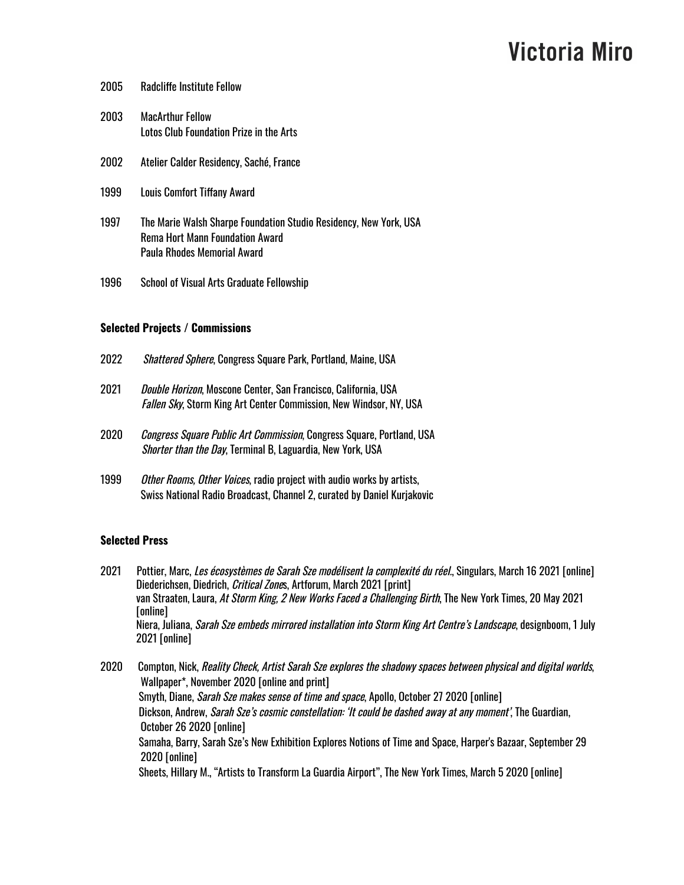2005 Radcliffe Institute Fellow

2003 MacArthur Fellow
Lotos Club Foundation Prize in the Arts

2002 Atelier Calder Residency, Saché, France

1999 Louis Comfort Tiffany Award

1997 The Marie Walsh Sharpe Foundation Studio Residency, New York, USA
Rema Hort Mann Foundation Award
Paula Rhodes Memorial Award

1996 School of Visual Arts Graduate Fellowship

**Selected Projects / Commissions**

2022 *Shattered Sphere*, Congress Square Park, Portland, Maine, USA

2021 *Double Horizon*, Moscone Center, San Francisco, California, USA
*Fallen Sky*, Storm King Art Center Commission, New Windsor, NY, USA

2020 *Congress Square Public Art Commission*, Congress Square, Portland, USA
*Shorter than the Day*, Terminal B, Laguardia, New York, USA

1999 *Other Rooms, Other Voices*, radio project with audio works by artists, Swiss National Radio Broadcast, Channel 2, curated by Daniel Kurjakovic

**Selected Press**

2021 Pottier, Marc, *Les écosystèmes de Sarah Sze modélisent la complexité du réel.*, Singulars, March 16 2021 [online]
Diederichsen, Diedrich, *Critical Zone*s, Artforum, March 2021 [print]
van Straaten, Laura, *At Storm King, 2 New Works Faced a Challenging Birth*, The New York Times, 20 May 2021 [online]
Niera, Juliana, *Sarah Sze embeds mirrored installation into Storm King Art Centre's Landscape*, designboom, 1 July 2021 [online]

2020 Compton, Nick, *Reality Check, Artist Sarah Sze explores the shadowy spaces between physical and digital worlds*, Wallpaper*, November 2020 [online and print]
Smyth, Diane, *Sarah Sze makes sense of time and space*, Apollo, October 27 2020 [online]
Dickson, Andrew, *Sarah Sze's cosmic constellation: 'It could be dashed away at any moment'*, The Guardian, October 26 2020 [online]
Samaha, Barry, Sarah Sze's New Exhibition Explores Notions of Time and Space, Harper's Bazaar, September 29 2020 [online]
Sheets, Hillary M., "Artists to Transform La Guardia Airport", The New York Times, March 5 2020 [online]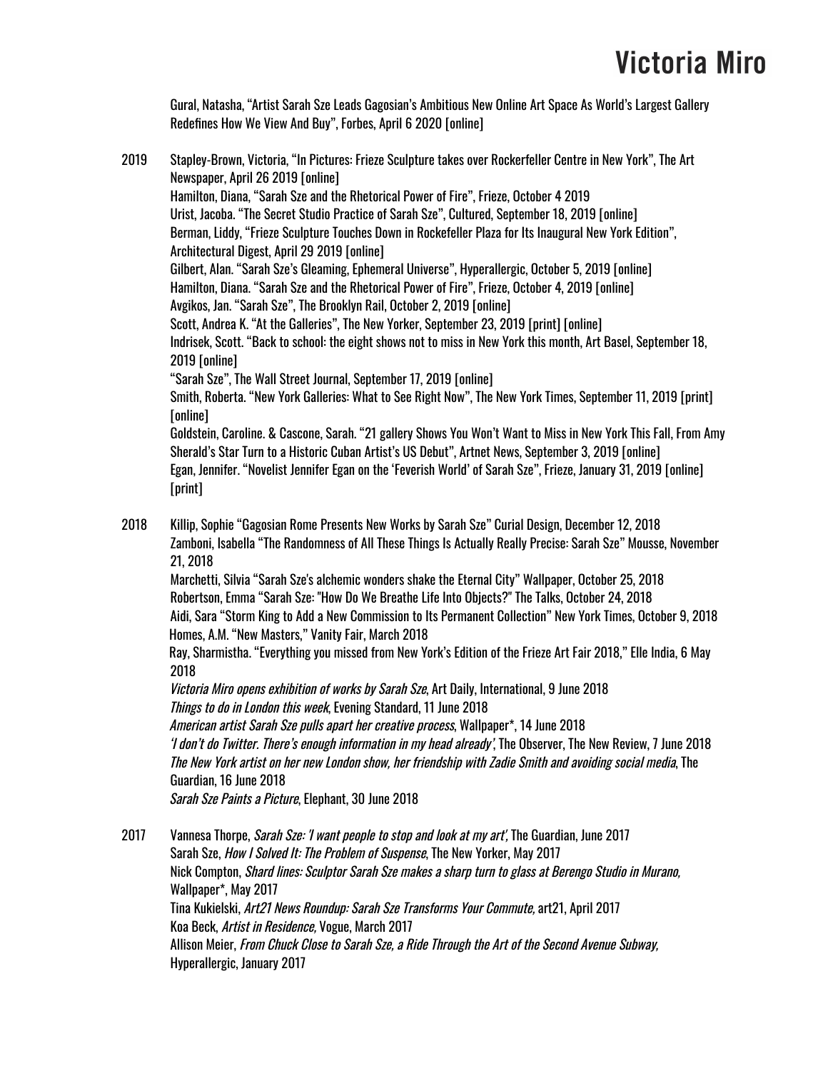Gural, Natasha, "Artist Sarah Sze Leads Gagosian's Ambitious New Online Art Space As World's Largest Gallery Redefines How We View And Buy", Forbes, April 6 2020 [online]

2019 Stapley-Brown, Victoria, "In Pictures: Frieze Sculpture takes over Rockerfeller Centre in New York", The Art Newspaper, April 26 2019 [online]
Hamilton, Diana, "Sarah Sze and the Rhetorical Power of Fire", Frieze, October 4 2019
Urist, Jacoba. "The Secret Studio Practice of Sarah Sze", Cultured, September 18, 2019 [online]
Berman, Liddy, "Frieze Sculpture Touches Down in Rockefeller Plaza for Its Inaugural New York Edition", Architectural Digest, April 29 2019 [online]
Gilbert, Alan. "Sarah Sze's Gleaming, Ephemeral Universe", Hyperallergic, October 5, 2019 [online]
Hamilton, Diana. "Sarah Sze and the Rhetorical Power of Fire", Frieze, October 4, 2019 [online]
Avgikos, Jan. "Sarah Sze", The Brooklyn Rail, October 2, 2019 [online]
Scott, Andrea K. "At the Galleries", The New Yorker, September 23, 2019 [print] [online]
Indrisek, Scott. "Back to school: the eight shows not to miss in New York this month, Art Basel, September 18, 2019 [online]
"Sarah Sze", The Wall Street Journal, September 17, 2019 [online]
Smith, Roberta. "New York Galleries: What to See Right Now", The New York Times, September 11, 2019 [print] [online]
Goldstein, Caroline. & Cascone, Sarah. "21 gallery Shows You Won't Want to Miss in New York This Fall, From Amy Sherald's Star Turn to a Historic Cuban Artist's US Debut", Artnet News, September 3, 2019 [online]
Egan, Jennifer. "Novelist Jennifer Egan on the 'Feverish World' of Sarah Sze", Frieze, January 31, 2019 [online] [print]

2018 Killip, Sophie "Gagosian Rome Presents New Works by Sarah Sze" Curial Design, December 12, 2018
Zamboni, Isabella "The Randomness of All These Things Is Actually Really Precise: Sarah Sze" Mousse, November 21, 2018
Marchetti, Silvia "Sarah Sze's alchemic wonders shake the Eternal City" Wallpaper, October 25, 2018
Robertson, Emma "Sarah Sze: "How Do We Breathe Life Into Objects?" The Talks, October 24, 2018
Aidi, Sara "Storm King to Add a New Commission to Its Permanent Collection" New York Times, October 9, 2018
Homes, A.M. "New Masters," Vanity Fair, March 2018
Ray, Sharmistha. "Everything you missed from New York's Edition of the Frieze Art Fair 2018," Elle India, 6 May 2018
*Victoria Miro opens exhibition of works by Sarah Sze*, Art Daily, International, 9 June 2018
*Things to do in London this week*, Evening Standard, 11 June 2018
*American artist Sarah Sze pulls apart her creative process*, Wallpaper*, 14 June 2018
*'I don't do Twitter. There's enough information in my head already'*, The Observer, The New Review, 7 June 2018
*The New York artist on her new London show, her friendship with Zadie Smith and avoiding social media*, The Guardian, 16 June 2018
*Sarah Sze Paints a Picture*, Elephant, 30 June 2018

2017 Vannesa Thorpe, *Sarah Sze: 'I want people to stop and look at my art'*, The Guardian, June 2017
Sarah Sze, *How I Solved It: The Problem of Suspense*, The New Yorker, May 2017
Nick Compton, *Shard lines: Sculptor Sarah Sze makes a sharp turn to glass at Berengo Studio in Murano,* Wallpaper*, May 2017
Tina Kukielski, *Art21 News Roundup: Sarah Sze Transforms Your Commute,* art21, April 2017
Koa Beck, *Artist in Residence,* Vogue, March 2017
Allison Meier, *From Chuck Close to Sarah Sze, a Ride Through the Art of the Second Avenue Subway,* Hyperallergic, January 2017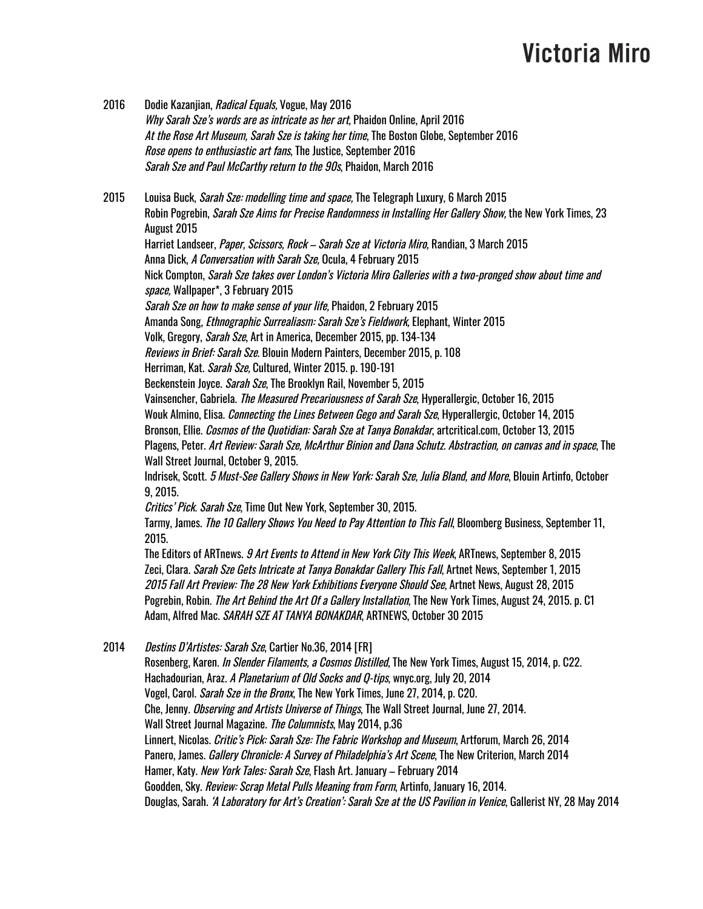2016 Dodie Kazanjian, *Radical Equals,* Vogue, May 2016
*Why Sarah Sze's words are as intricate as her art,* Phaidon Online, April 2016
*At the Rose Art Museum, Sarah Sze is taking her time*, The Boston Globe, September 2016
*Rose opens to enthusiastic art fans*, The Justice, September 2016
*Sarah Sze and Paul McCarthy return to the 90s*, Phaidon, March 2016

2015 Louisa Buck, *Sarah Sze: modelling time and space,* The Telegraph Luxury, 6 March 2015
Robin Pogrebin, *Sarah Sze Aims for Precise Randomness in Installing Her Gallery Show,* the New York Times, 23 August 2015
Harriet Landseer, *Paper, Scissors, Rock – Sarah Sze at Victoria Miro,* Randian, 3 March 2015
Anna Dick, *A Conversation with Sarah Sze,* Ocula, 4 February 2015
Nick Compton, *Sarah Sze takes over London's Victoria Miro Galleries with a two-pronged show about time and space,* Wallpaper*, 3 February 2015
*Sarah Sze on how to make sense of your life,* Phaidon, 2 February 2015
Amanda Song, *Ethnographic Surrealism: Sarah Sze's Fieldwork,* Elephant, Winter 2015
Volk, Gregory, *Sarah Sze*, Art in America, December 2015, pp. 134-134
*Reviews in Brief: Sarah Sze*. Blouin Modern Painters, December 2015, p. 108
Herriman, Kat. *Sarah Sze,* Cultured, Winter 2015. p. 190-191
Beckenstein Joyce. *Sarah Sze*, The Brooklyn Rail, November 5, 2015
Vainsencher, Gabriela. *The Measured Precariousness of Sarah Sze*, Hyperallergic, October 16, 2015
Wouk Almino, Elisa. *Connecting the Lines Between Gego and Sarah Sze*, Hyperallergic, October 14, 2015
Bronson, Ellie. *Cosmos of the Quotidian: Sarah Sze at Tanya Bonakdar*, artcritical.com, October 13, 2015
Plagens, Peter. *Art Review: Sarah Sze, McArthur Binion and Dana Schutz. Abstraction, on canvas and in space*, The Wall Street Journal, October 9, 2015.
Indrisek, Scott. *5 Must-See Gallery Shows in New York: Sarah Sze, Julia Bland, and More*, Blouin Artinfo, October 9, 2015.
*Critics' Pick. Sarah Sze*, Time Out New York, September 30, 2015.
Tarmy, James. *The 10 Gallery Shows You Need to Pay Attention to This Fall*, Bloomberg Business, September 11, 2015.
The Editors of ARTnews. *9 Art Events to Attend in New York City This Week*, ARTnews, September 8, 2015
Zeci, Clara. *Sarah Sze Gets Intricate at Tanya Bonakdar Gallery This Fall*, Artnet News, September 1, 2015
*2015 Fall Art Preview: The 28 New York Exhibitions Everyone Should See*, Artnet News, August 28, 2015
Pogrebin, Robin. *The Art Behind the Art Of a Gallery Installation*, The New York Times, August 24, 2015. p. C1
Adam, Alfred Mac. *SARAH SZE AT TANYA BONAKDAR*, ARTNEWS, October 30 2015

2014 *Destins D'Artistes: Sarah Sze*, Cartier No.36, 2014 [FR]
Rosenberg, Karen. *In Slender Filaments, a Cosmos Distilled*, The New York Times, August 15, 2014, p. C22.
Hachadourian, Araz. *A Planetarium of Old Socks and Q-tips*, wnyc.org, July 20, 2014
Vogel, Carol. *Sarah Sze in the Bronx*, The New York Times, June 27, 2014, p. C20.
Che, Jenny. *Observing and Artists Universe of Things*, The Wall Street Journal, June 27, 2014.
Wall Street Journal Magazine. *The Columnists*, May 2014, p.36
Linnert, Nicolas. *Critic's Pick: Sarah Sze: The Fabric Workshop and Museum*, Artforum, March 26, 2014
Panero, James. *Gallery Chronicle: A Survey of Philadelphia's Art Scene*, The New Criterion, March 2014
Hamer, Katy. *New York Tales: Sarah Sze*, Flash Art. January – February 2014
Goodden, Sky. *Review: Scrap Metal Pulls Meaning from Form*, Artinfo, January 16, 2014.
Douglas, Sarah. *'A Laboratory for Art's Creation': Sarah Sze at the US Pavilion in Venice*, Gallerist NY, 28 May 2014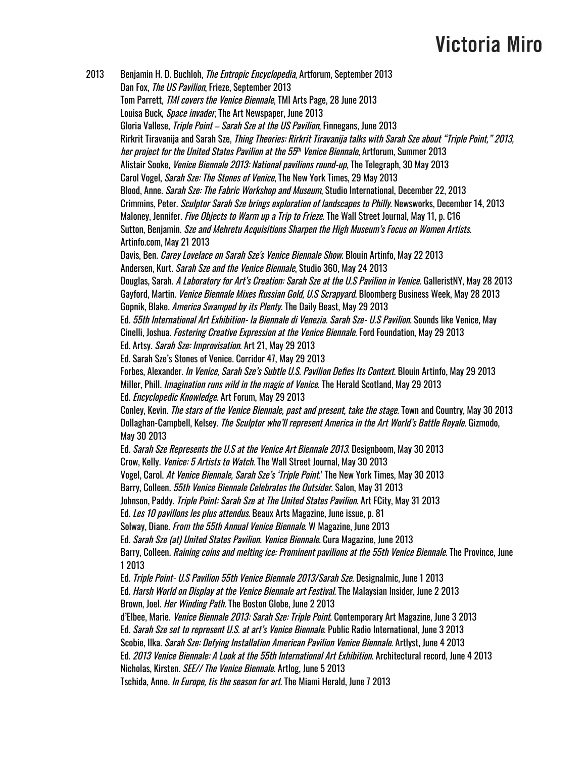2013 Benjamin H. D. Buchloh, *The Entropic Encyclopedia*, Artforum, September 2013
Dan Fox, *The US Pavilion*, Frieze, September 2013
Tom Parrett, *TMI covers the Venice Biennale*, TMI Arts Page, 28 June 2013
Louisa Buck, *Space invader*, The Art Newspaper, June 2013
Gloria Vallese, *Triple Point – Sarah Sze at the US Pavilion*, Finnegans, June 2013
Rirkrit Tiravanija and Sarah Sze, *Thing Theories: Rirkrit Tiravanija talks with Sarah Sze about "Triple Point," 2013, her project for the United States Pavilion at the 55th Venice Biennale*, Artforum, Summer 2013
Alistair Sooke, *Venice Biennale 2013: National pavilions round-up*, The Telegraph, 30 May 2013
Carol Vogel, *Sarah Sze: The Stones of Venice*, The New York Times, 29 May 2013
Blood, Anne. *Sarah Sze: The Fabric Workshop and Museum*, Studio International, December 22, 2013
Crimmins, Peter. *Sculptor Sarah Sze brings exploration of landscapes to Philly*. Newsworks, December 14, 2013
Maloney, Jennifer. *Five Objects to Warm up a Trip to Frieze*. The Wall Street Journal, May 11, p. C16
Sutton, Benjamin. *Sze and Mehretu Acquisitions Sharpen the High Museum's Focus on Women Artists*. Artinfo.com, May 21 2013
Davis, Ben. *Carey Lovelace on Sarah Sze's Venice Biennale Show*. Blouin Artinfo, May 22 2013
Andersen, Kurt. *Sarah Sze and the Venice Biennale*, Studio 360, May 24 2013
Douglas, Sarah. *A Laboratory for Art's Creation: Sarah Sze at the U.S Pavilion in Venice*. GalleristNY, May 28 2013
Gayford, Martin. *Venice Biennale Mixes Russian Gold, U.S Scrapyard*. Bloomberg Business Week, May 28 2013
Gopnik, Blake. *America Swamped by its Plenty*. The Daily Beast, May 29 2013
Ed. *55th International Art Exhibition- la Biennale di Venezia. Sarah Sze- U.S Pavilion*. Sounds like Venice, May
Cinelli, Joshua. *Fostering Creative Expression at the Venice Biennale*. Ford Foundation, May 29 2013
Ed. Artsy. *Sarah Sze: Improvisation*. Art 21, May 29 2013
Ed. Sarah Sze's Stones of Venice. Corridor 47, May 29 2013
Forbes, Alexander. *In Venice, Sarah Sze's Subtle U.S. Pavilion Defies Its Context*. Blouin Artinfo, May 29 2013
Miller, Phill. *Imagination runs wild in the magic of Venice*. The Herald Scotland, May 29 2013
Ed. *Encyclopedic Knowledge*. Art Forum, May 29 2013
Conley, Kevin. *The stars of the Venice Biennale, past and present, take the stage*. Town and Country, May 30 2013
Dollaghan-Campbell, Kelsey. *The Sculptor who'll represent America in the Art World's Battle Royale*. Gizmodo, May 30 2013
Ed. *Sarah Sze Represents the U.S at the Venice Art Biennale 2013*. Designboom, May 30 2013
Crow, Kelly. *Venice: 5 Artists to Watch*. The Wall Street Journal, May 30 2013
Vogel, Carol. *At Venice Biennale, Sarah Sze's 'Triple Point*.' The New York Times, May 30 2013
Barry, Colleen. *55th Venice Biennale Celebrates the Outsider*. Salon, May 31 2013
Johnson, Paddy. *Triple Point: Sarah Sze at The United States Pavilion*. Art FCity, May 31 2013
Ed. *Les 10 pavillons les plus attendus*. Beaux Arts Magazine, June issue, p. 81
Solway, Diane. *From the 55th Annual Venice Biennale*. W Magazine, June 2013
Ed. *Sarah Sze (at) United States Pavilion. Venice Biennale*. Cura Magazine, June 2013
Barry, Colleen. *Raining coins and melting ice: Prominent pavilions at the 55th Venice Biennale*. The Province, June 1 2013
Ed. *Triple Point- U.S Pavilion 55th Venice Biennale 2013/Sarah Sze*. Designalmic, June 1 2013
Ed. *Harsh World on Display at the Venice Biennale art Festival*. The Malaysian Insider, June 2 2013
Brown, Joel. *Her Winding Path*. The Boston Globe, June 2 2013
d'Elbee, Marie. *Venice Biennale 2013: Sarah Sze: Triple Point*. Contemporary Art Magazine, June 3 2013
Ed. *Sarah Sze set to represent U.S. at art's Venice Biennale*. Public Radio International, June 3 2013
Scobie, Ilka. *Sarah Sze: Defying Installation American Pavilion Venice Biennale*. Artlyst, June 4 2013
Ed. *2013 Venice Biennale: A Look at the 55th International Art Exhibition*. Architectural record, June 4 2013
Nicholas, Kirsten. *SEE// The Venice Biennale*. Artlog, June 5 2013
Tschida, Anne. *In Europe, tis the season for art*. The Miami Herald, June 7 2013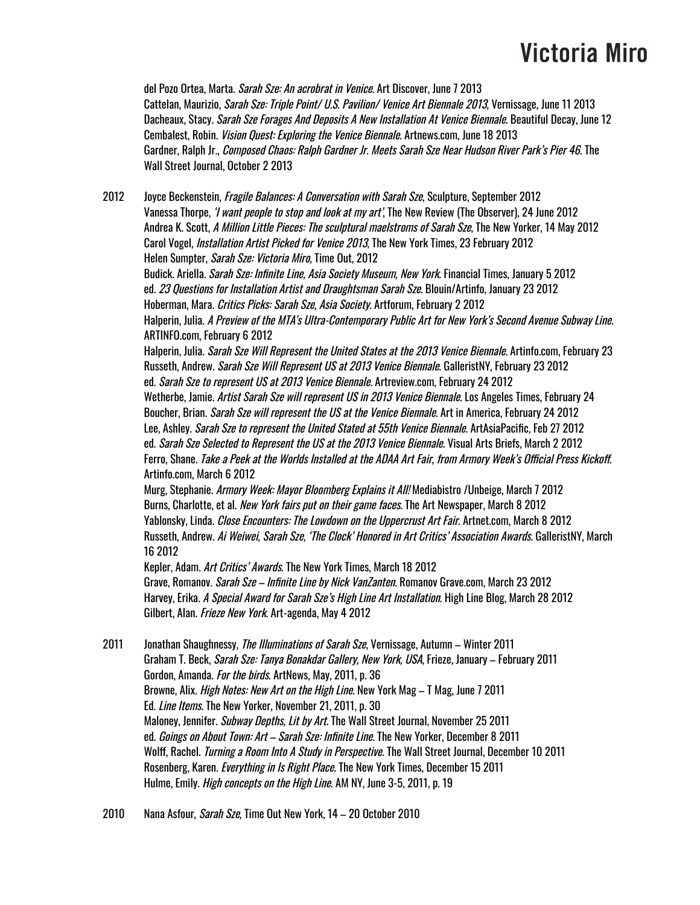del Pozo Ortea, Marta. *Sarah Sze: An acrobrat in Venice*. Art Discover, June 7 2013
Cattelan, Maurizio, *Sarah Sze: Triple Point/ U.S. Pavilion/ Venice Art Biennale 2013*, Vernissage, June 11 2013
Dacheaux, Stacy. *Sarah Sze Forages And Deposits A New Installation At Venice Biennale*. Beautiful Decay, June 12
Cembalest, Robin. *Vision Quest: Exploring the Venice Biennale*. Artnews.com, June 18 2013
Gardner, Ralph Jr., *Composed Chaos: Ralph Gardner Jr. Meets Sarah Sze Near Hudson River Park's Pier 46*. The Wall Street Journal, October 2 2013

2012 Joyce Beckenstein, *Fragile Balances: A Conversation with Sarah Sze*, Sculpture, September 2012
Vanessa Thorpe, *'I want people to stop and look at my art'*, The New Review (The Observer), 24 June 2012
Andrea K. Scott, *A Million Little Pieces: The sculptural maelstroms of Sarah Sze*, The New Yorker, 14 May 2012
Carol Vogel, *Installation Artist Picked for Venice 2013*, The New York Times, 23 February 2012
Helen Sumpter, *Sarah Sze: Victoria Miro*, Time Out, 2012
Budick. Ariella. *Sarah Sze: Infinite Line, Asia Society Museum, New York*. Financial Times, January 5 2012
ed. *23 Questions for Installation Artist and Draughtsman Sarah Sze*. Blouin/Artinfo, January 23 2012
Hoberman, Mara. *Critics Picks: Sarah Sze, Asia Society*. Artforum, February 2 2012
Halperin, Julia. *A Preview of the MTA's Ultra-Contemporary Public Art for New York's Second Avenue Subway Line*. ARTINFO.com, February 6 2012
Halperin, Julia. *Sarah Sze Will Represent the United States at the 2013 Venice Biennale*. Artinfo.com, February 23
Russeth, Andrew. *Sarah Sze Will Represent US at 2013 Venice Biennale*. GalleristNY, February 23 2012
ed. *Sarah Sze to represent US at 2013 Venice Biennale*. Artreview.com, February 24 2012
Wetherbe, Jamie. *Artist Sarah Sze will represent US in 2013 Venice Biennale*. Los Angeles Times, February 24
Boucher, Brian. *Sarah Sze will represent the US at the Venice Biennale*. Art in America, February 24 2012
Lee, Ashley. *Sarah Sze to represent the United Stated at 55th Venice Biennale*. ArtAsiaPacific, Feb 27 2012
ed. *Sarah Sze Selected to Represent the US at the 2013 Venice Biennale*. Visual Arts Briefs, March 2 2012
Ferro, Shane. *Take a Peek at the Worlds Installed at the ADAA Art Fair, from Armory Week's Official Press Kickoff*. Artinfo.com, March 6 2012
Murg, Stephanie. *Armory Week: Mayor Bloomberg Explains it All!* Mediabistro /Unbeige, March 7 2012
Burns, Charlotte, et al. *New York fairs put on their game faces*. The Art Newspaper, March 8 2012
Yablonsky, Linda. *Close Encounters: The Lowdown on the Uppercrust Art Fair*. Artnet.com, March 8 2012
Russeth, Andrew. *Ai Weiwei, Sarah Sze, 'The Clock' Honored in Art Critics' Association Awards*. GalleristNY, March 16 2012
Kepler, Adam. *Art Critics' Awards*. The New York Times, March 18 2012
Grave, Romanov. *Sarah Sze – Infinite Line by Nick VanZanten*. Romanov Grave.com, March 23 2012
Harvey, Erika. *A Special Award for Sarah Sze's High Line Art Installation*. High Line Blog, March 28 2012
Gilbert, Alan. *Frieze New York*. Art-agenda, May 4 2012

2011 Jonathan Shaughnessy, *The Illuminations of Sarah Sze*, Vernissage, Autumn – Winter 2011
Graham T. Beck, *Sarah Sze: Tanya Bonakdar Gallery, New York, USA*, Frieze, January – February 2011
Gordon, Amanda. *For the birds*. ArtNews, May, 2011, p. 36
Browne, Alix. *High Notes: New Art on the High Line*. New York Mag – T Mag, June 7 2011
Ed. *Line Items*. The New Yorker, November 21, 2011, p. 30
Maloney, Jennifer. *Subway Depths, Lit by Art*. The Wall Street Journal, November 25 2011
ed. *Goings on About Town: Art – Sarah Sze: Infinite Line*. The New Yorker, December 8 2011
Wolff, Rachel. *Turning a Room Into A Study in Perspective*. The Wall Street Journal, December 10 2011
Rosenberg, Karen. *Everything in Is Right Place*. The New York Times, December 15 2011
Hulme, Emily. *High concepts on the High Line*. AM NY, June 3-5, 2011, p. 19

2010 Nana Asfour, *Sarah Sze*, Time Out New York, 14 – 20 October 2010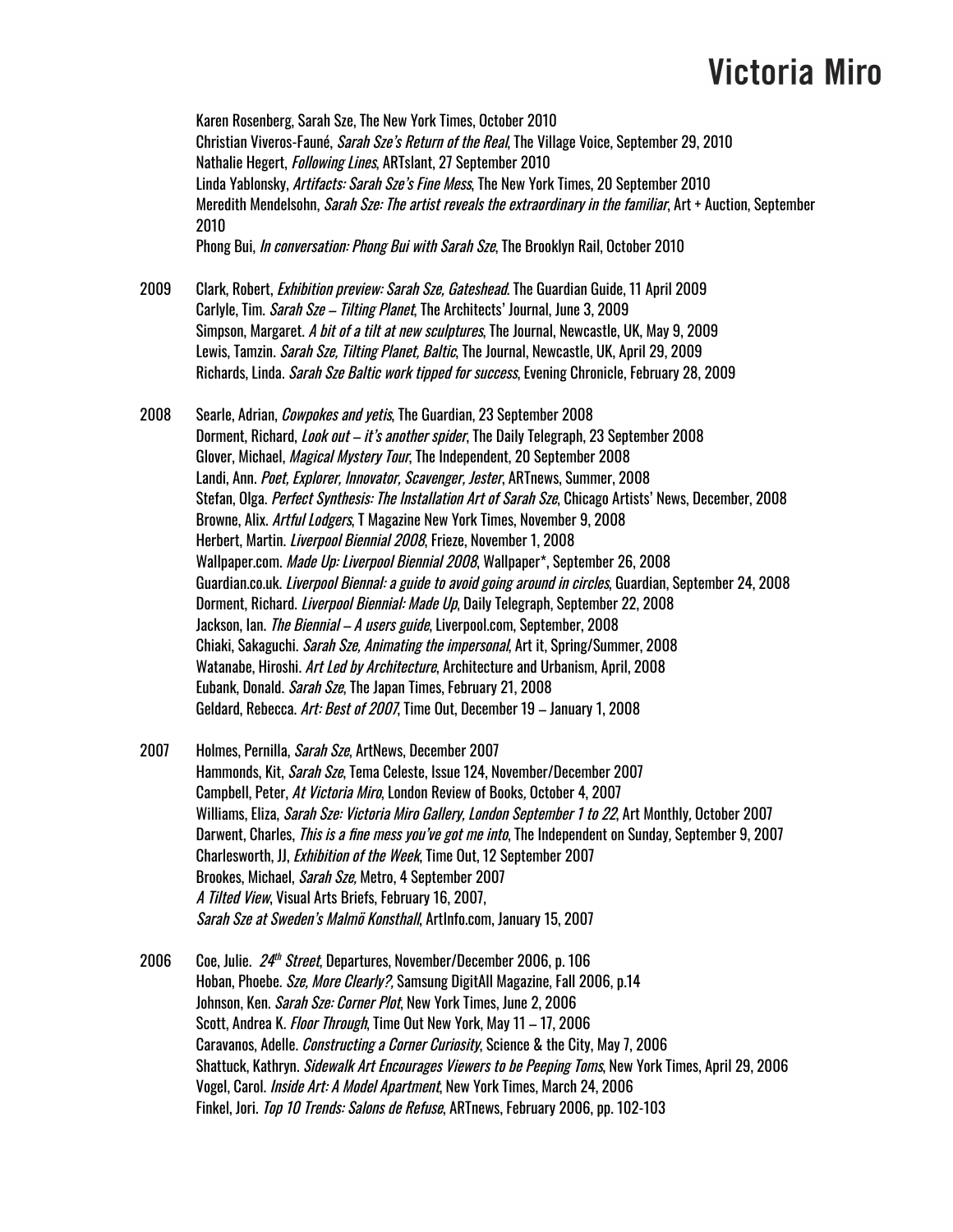Karen Rosenberg, Sarah Sze, The New York Times, October 2010
Christian Viveros-Fauné, *Sarah Sze's Return of the Real*, The Village Voice, September 29, 2010
Nathalie Hegert, *Following Lines*, ARTslant, 27 September 2010
Linda Yablonsky, *Artifacts: Sarah Sze's Fine Mess*, The New York Times, 20 September 2010
Meredith Mendelsohn, *Sarah Sze: The artist reveals the extraordinary in the familiar*, Art + Auction, September 2010
Phong Bui, *In conversation: Phong Bui with Sarah Sze*, The Brooklyn Rail, October 2010

2009 Clark, Robert, *Exhibition preview: Sarah Sze, Gateshead*. The Guardian Guide, 11 April 2009
Carlyle, Tim. *Sarah Sze – Tilting Planet*, The Architects' Journal, June 3, 2009
Simpson, Margaret. *A bit of a tilt at new sculptures*, The Journal, Newcastle, UK, May 9, 2009
Lewis, Tamzin. *Sarah Sze, Tilting Planet, Baltic*, The Journal, Newcastle, UK, April 29, 2009
Richards, Linda. *Sarah Sze Baltic work tipped for success*, Evening Chronicle, February 28, 2009

2008 Searle, Adrian, *Cowpokes and yetis*, The Guardian, 23 September 2008
Dorment, Richard, *Look out – it's another spider*, The Daily Telegraph, 23 September 2008
Glover, Michael, *Magical Mystery Tour*, The Independent, 20 September 2008
Landi, Ann. *Poet, Explorer, Innovator, Scavenger, Jester*, ARTnews, Summer, 2008
Stefan, Olga. *Perfect Synthesis: The Installation Art of Sarah Sze*, Chicago Artists' News, December, 2008
Browne, Alix. *Artful Lodgers*, T Magazine New York Times, November 9, 2008
Herbert, Martin. *Liverpool Biennial 2008*, Frieze, November 1, 2008
Wallpaper.com. *Made Up: Liverpool Biennial 2008*, Wallpaper*, September 26, 2008
Guardian.co.uk. *Liverpool Biennal: a guide to avoid going around in circles*, Guardian, September 24, 2008
Dorment, Richard. *Liverpool Biennial: Made Up*, Daily Telegraph, September 22, 2008
Jackson, Ian. *The Biennial – A users guide*, Liverpool.com, September, 2008
Chiaki, Sakaguchi. *Sarah Sze, Animating the impersonal*, Art it, Spring/Summer, 2008
Watanabe, Hiroshi. *Art Led by Architecture*, Architecture and Urbanism, April, 2008
Eubank, Donald. *Sarah Sze*, The Japan Times, February 21, 2008
Geldard, Rebecca. *Art: Best of 2007*, Time Out, December 19 – January 1, 2008

2007 Holmes, Pernilla, *Sarah Sze*, ArtNews, December 2007
Hammonds, Kit, *Sarah Sze*, Tema Celeste, Issue 124, November/December 2007
Campbell, Peter, *At Victoria Miro*, London Review of Books, October 4, 2007
Williams, Eliza, *Sarah Sze: Victoria Miro Gallery, London September 1 to 22*, Art Monthly, October 2007
Darwent, Charles, *This is a fine mess you've got me into*, The Independent on Sunday, September 9, 2007
Charlesworth, JJ, *Exhibition of the Week*, Time Out, 12 September 2007
Brookes, Michael, *Sarah Sze*, Metro, 4 September 2007
*A Tilted View*, Visual Arts Briefs, February 16, 2007,
*Sarah Sze at Sweden's Malmö Konsthall*, ArtInfo.com, January 15, 2007

2006 Coe, Julie. *24th Street*, Departures, November/December 2006, p. 106
Hoban, Phoebe. *Sze, More Clearly?*, Samsung DigitAll Magazine, Fall 2006, p.14
Johnson, Ken. *Sarah Sze: Corner Plot*, New York Times, June 2, 2006
Scott, Andrea K. *Floor Through*, Time Out New York, May 11 – 17, 2006
Caravanos, Adelle. *Constructing a Corner Curiosity*, Science & the City, May 7, 2006
Shattuck, Kathryn. *Sidewalk Art Encourages Viewers to be Peeping Toms*, New York Times, April 29, 2006
Vogel, Carol. *Inside Art: A Model Apartment*, New York Times, March 24, 2006
Finkel, Jori. *Top 10 Trends: Salons de Refuse*, ARTnews, February 2006, pp. 102-103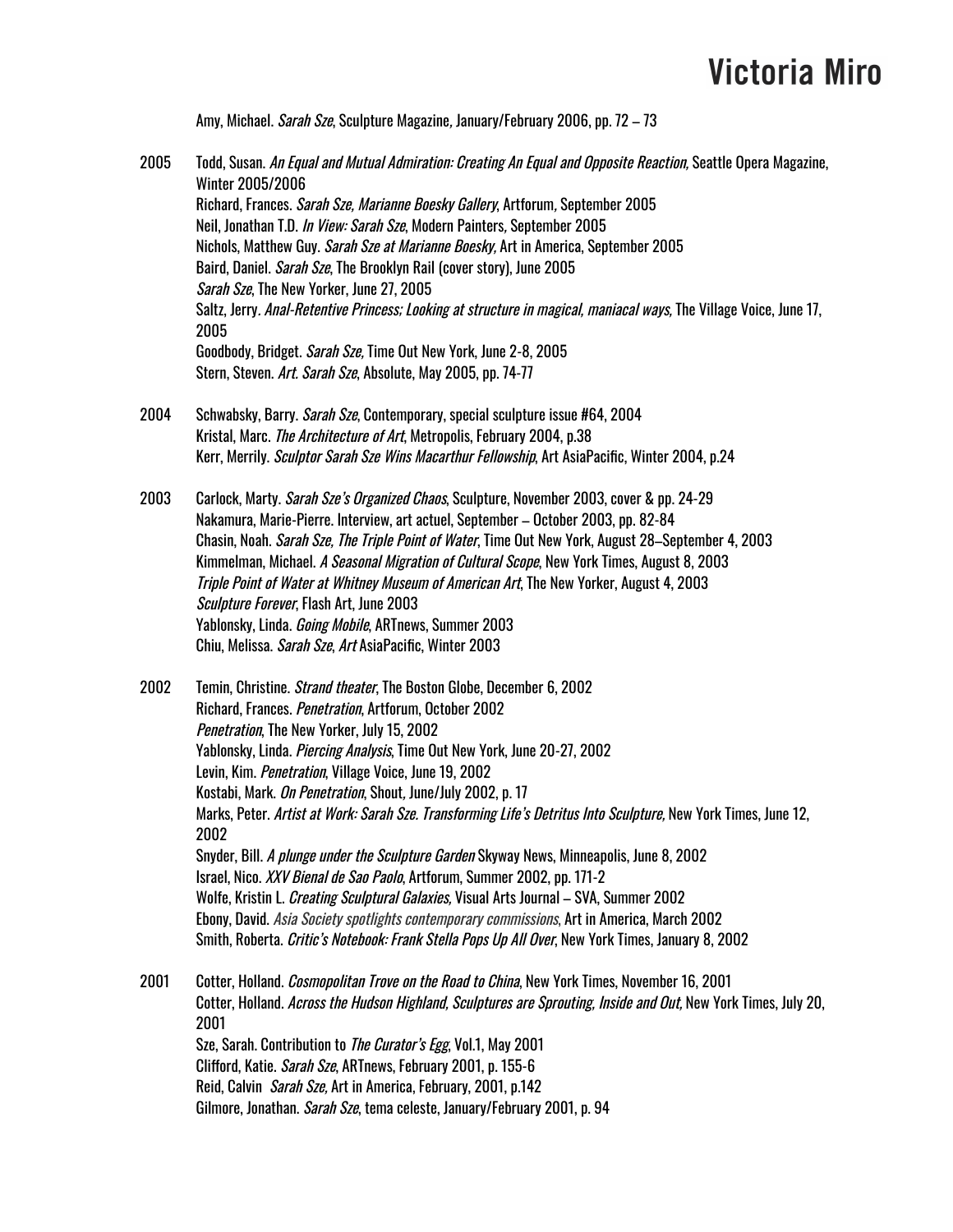Amy, Michael. *Sarah Sze*, Sculpture Magazine, January/February 2006, pp. 72 – 73

2005 Todd, Susan. *An Equal and Mutual Admiration: Creating An Equal and Opposite Reaction,* Seattle Opera Magazine, Winter 2005/2006
Richard, Frances. *Sarah Sze, Marianne Boesky Gallery*, Artforum, September 2005
Neil, Jonathan T.D. *In View: Sarah Sze*, Modern Painters, September 2005
Nichols, Matthew Guy. *Sarah Sze at Marianne Boesky*, Art in America, September 2005
Baird, Daniel. *Sarah Sze*, The Brooklyn Rail (cover story), June 2005
*Sarah Sze*, The New Yorker, June 27, 2005
Saltz, Jerry. *Anal-Retentive Princess; Looking at structure in magical, maniacal ways,* The Village Voice, June 17, 2005
Goodbody, Bridget. *Sarah Sze,* Time Out New York, June 2-8, 2005
Stern, Steven. *Art. Sarah Sze*, Absolute, May 2005, pp. 74-77

2004 Schwabsky, Barry. *Sarah Sze*, Contemporary, special sculpture issue #64, 2004
Kristal, Marc. *The Architecture of Art*, Metropolis, February 2004, p.38
Kerr, Merrily. *Sculptor Sarah Sze Wins Macarthur Fellowship*, Art AsiaPacific, Winter 2004, p.24

2003 Carlock, Marty. *Sarah Sze's Organized Chaos*, Sculpture, November 2003, cover & pp. 24-29
Nakamura, Marie-Pierre. Interview, art actuel, September – October 2003, pp. 82-84
Chasin, Noah. *Sarah Sze, The Triple Point of Water*, Time Out New York, August 28–September 4, 2003
Kimmelman, Michael. *A Seasonal Migration of Cultural Scope*, New York Times, August 8, 2003
*Triple Point of Water at Whitney Museum of American Art*, The New Yorker, August 4, 2003
*Sculpture Forever*, Flash Art, June 2003
Yablonsky, Linda. *Going Mobile*, ARTnews, Summer 2003
Chiu, Melissa. *Sarah Sze*, *Art* AsiaPacific, Winter 2003

2002 Temin, Christine. *Strand theater*, The Boston Globe, December 6, 2002
Richard, Frances. *Penetration*, Artforum, October 2002
*Penetration*, The New Yorker, July 15, 2002
Yablonsky, Linda. *Piercing Analysis*, Time Out New York, June 20-27, 2002
Levin, Kim. *Penetration*, Village Voice, June 19, 2002
Kostabi, Mark. *On Penetration*, Shout, June/July 2002, p. 17
Marks, Peter. *Artist at Work: Sarah Sze. Transforming Life's Detritus Into Sculpture,* New York Times, June 12, 2002
Snyder, Bill. *A plunge under the Sculpture Garden* Skyway News, Minneapolis, June 8, 2002
Israel, Nico. *XXV Bienal de Sao Paolo*, Artforum, Summer 2002, pp. 171-2
Wolfe, Kristin L. *Creating Sculptural Galaxies,* Visual Arts Journal – SVA, Summer 2002
Ebony, David. *Asia Society spotlights contemporary commissions*, Art in America, March 2002
Smith, Roberta. *Critic's Notebook: Frank Stella Pops Up All Over*, New York Times, January 8, 2002

2001 Cotter, Holland. *Cosmopolitan Trove on the Road to China*, New York Times, November 16, 2001
Cotter, Holland. *Across the Hudson Highland, Sculptures are Sprouting, Inside and Out,* New York Times, July 20, 2001
Sze, Sarah. Contribution to *The Curator's Egg*, Vol.1, May 2001
Clifford, Katie. *Sarah Sze*, ARTnews, February 2001, p. 155-6
Reid, Calvin *Sarah Sze,* Art in America, February, 2001, p.142
Gilmore, Jonathan. *Sarah Sze*, tema celeste, January/February 2001, p. 94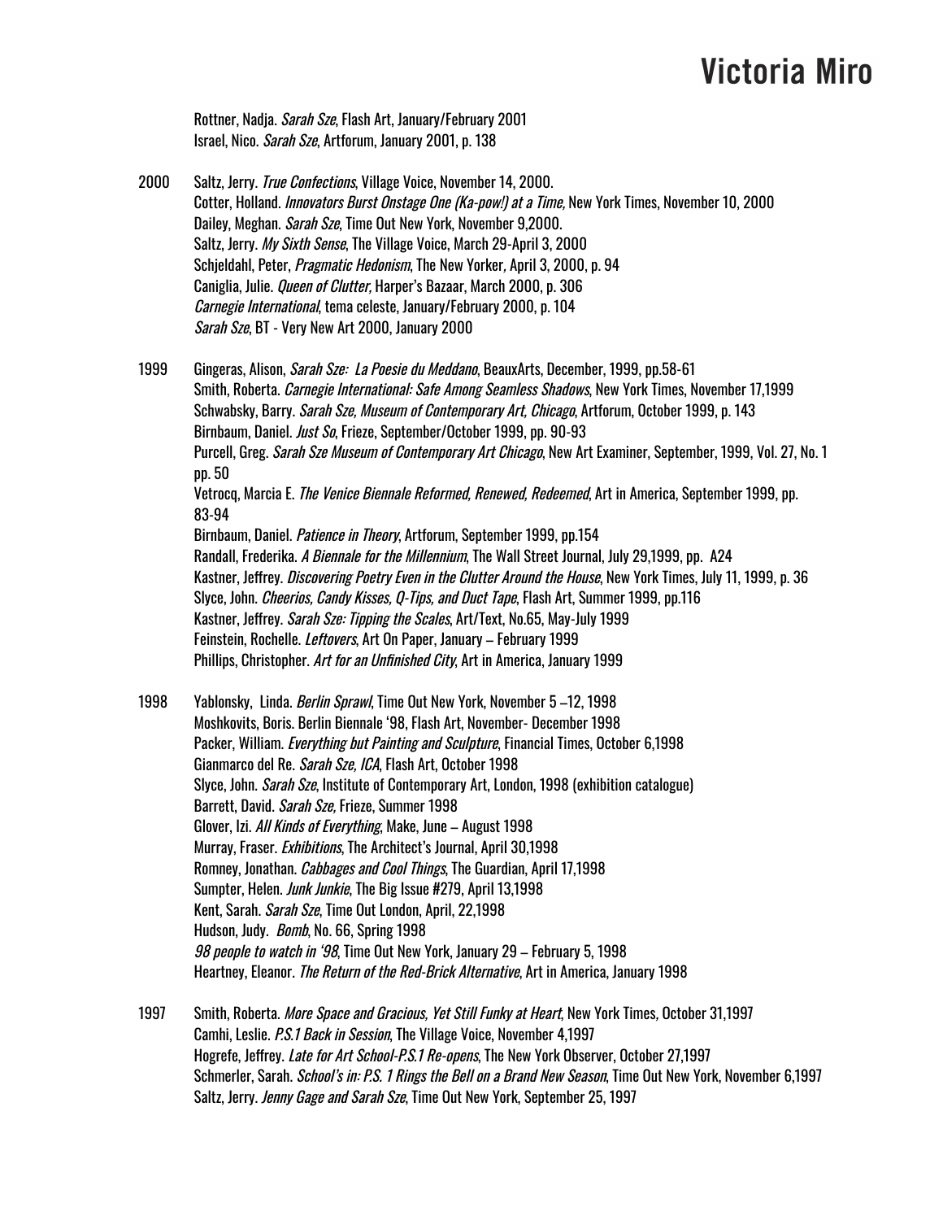Rottner, Nadja. *Sarah Sze*, Flash Art, January/February 2001
Israel, Nico. *Sarah Sze*, Artforum, January 2001, p. 138

2000 Saltz, Jerry. *True Confections*, Village Voice, November 14, 2000.
Cotter, Holland. *Innovators Burst Onstage One (Ka-pow!) at a Time,* New York Times, November 10, 2000
Dailey, Meghan. *Sarah Sze*, Time Out New York, November 9,2000.
Saltz, Jerry. *My Sixth Sense*, The Village Voice, March 29-April 3, 2000
Schjeldahl, Peter, *Pragmatic Hedonism*, The New Yorker, April 3, 2000, p. 94
Caniglia, Julie. *Queen of Clutter,* Harper's Bazaar, March 2000, p. 306
*Carnegie International*, tema celeste, January/February 2000, p. 104
*Sarah Sze*, BT - Very New Art 2000, January 2000

1999 Gingeras, Alison, *Sarah Sze: La Poesie du Meddano*, BeauxArts, December, 1999, pp.58-61
Smith, Roberta. *Carnegie International: Safe Among Seamless Shadows*, New York Times, November 17,1999
Schwabsky, Barry. *Sarah Sze, Museum of Contemporary Art, Chicago*, Artforum, October 1999, p. 143
Birnbaum, Daniel. *Just So*, Frieze, September/October 1999, pp. 90-93
Purcell, Greg. *Sarah Sze Museum of Contemporary Art Chicago*, New Art Examiner, September, 1999, Vol. 27, No. 1 pp. 50
Vetrocq, Marcia E. *The Venice Biennale Reformed, Renewed, Redeemed*, Art in America, September 1999, pp. 83-94
Birnbaum, Daniel. *Patience in Theory*, Artforum, September 1999, pp.154
Randall, Frederika. *A Biennale for the Millennium*, The Wall Street Journal, July 29,1999, pp. A24
Kastner, Jeffrey. *Discovering Poetry Even in the Clutter Around the House*, New York Times, July 11, 1999, p. 36
Slyce, John. *Cheerios, Candy Kisses, Q-Tips, and Duct Tape*, Flash Art, Summer 1999, pp.116
Kastner, Jeffrey. *Sarah Sze: Tipping the Scales*, Art/Text, No.65, May-July 1999
Feinstein, Rochelle. *Leftovers*, Art On Paper, January – February 1999
Phillips, Christopher. *Art for an Unfinished City*, Art in America, January 1999

1998 Yablonsky, Linda. *Berlin Sprawl*, Time Out New York, November 5 –12, 1998
Moshkovits, Boris. Berlin Biennale '98, Flash Art, November- December 1998
Packer, William. *Everything but Painting and Sculpture*, Financial Times, October 6,1998
Gianmarco del Re. *Sarah Sze, ICA*, Flash Art, October 1998
Slyce, John. *Sarah Sze*, Institute of Contemporary Art, London, 1998 (exhibition catalogue)
Barrett, David. *Sarah Sze,* Frieze, Summer 1998
Glover, Izi. *All Kinds of Everything*, Make, June – August 1998
Murray, Fraser. *Exhibitions*, The Architect's Journal, April 30,1998
Romney, Jonathan. *Cabbages and Cool Things*, The Guardian, April 17,1998
Sumpter, Helen. *Junk Junkie*, The Big Issue #279, April 13,1998
Kent, Sarah. *Sarah Sze*, Time Out London, April, 22,1998
Hudson, Judy. *Bomb*, No. 66, Spring 1998
*98 people to watch in '98*, Time Out New York, January 29 – February 5, 1998
Heartney, Eleanor. *The Return of the Red-Brick Alternative*, Art in America, January 1998

1997 Smith, Roberta. *More Space and Gracious, Yet Still Funky at Heart*, New York Times, October 31,1997
Camhi, Leslie. *P.S.1 Back in Session*, The Village Voice, November 4,1997
Hogrefe, Jeffrey. *Late for Art School-P.S.1 Re-opens*, The New York Observer, October 27,1997
Schmerler, Sarah. *School's in: P.S. 1 Rings the Bell on a Brand New Season*, Time Out New York, November 6,1997
Saltz, Jerry. *Jenny Gage and Sarah Sze*, Time Out New York, September 25, 1997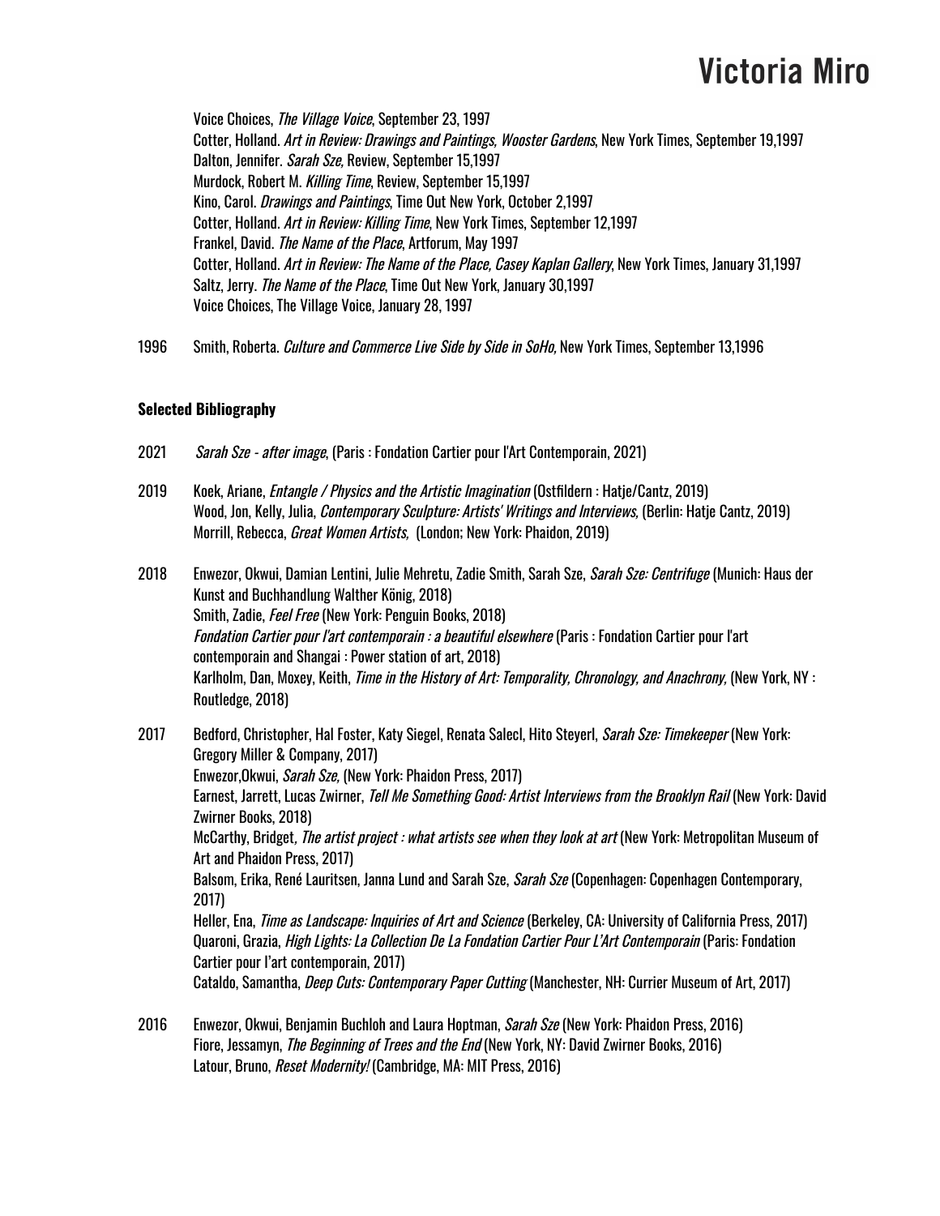Voice Choices, *The Village Voice*, September 23, 1997
Cotter, Holland. *Art in Review: Drawings and Paintings, Wooster Gardens*, New York Times, September 19,1997
Dalton, Jennifer. *Sarah Sze*, Review, September 15,1997
Murdock, Robert M. *Killing Time*, Review, September 15,1997
Kino, Carol. *Drawings and Paintings*, Time Out New York, October 2,1997
Cotter, Holland. *Art in Review: Killing Time*, New York Times, September 12,1997
Frankel, David. *The Name of the Place*, Artforum, May 1997
Cotter, Holland. *Art in Review: The Name of the Place, Casey Kaplan Gallery*, New York Times, January 31,1997
Saltz, Jerry. *The Name of the Place*, Time Out New York, January 30,1997
Voice Choices, The Village Voice, January 28, 1997

1996 Smith, Roberta. *Culture and Commerce Live Side by Side in SoHo,* New York Times, September 13,1996

**Selected Bibliography**

2021 *Sarah Sze - after image*, (Paris : Fondation Cartier pour l'Art Contemporain, 2021)

2019 Koek, Ariane, *Entangle / Physics and the Artistic Imagination* (Ostfildern : Hatje/Cantz, 2019)
Wood, Jon, Kelly, Julia, *Contemporary Sculpture: Artists' Writings and Interviews*, (Berlin: Hatje Cantz, 2019)
Morrill, Rebecca, *Great Women Artists,* (London; New York: Phaidon, 2019)

2018 Enwezor, Okwui, Damian Lentini, Julie Mehretu, Zadie Smith, Sarah Sze, *Sarah Sze: Centrifuge* (Munich: Haus der Kunst and Buchhandlung Walther König, 2018)
Smith, Zadie, *Feel Free* (New York: Penguin Books, 2018)
*Fondation Cartier pour l'art contemporain : a beautiful elsewhere* (Paris : Fondation Cartier pour l'art contemporain and Shangai : Power station of art, 2018)
Karlholm, Dan, Moxey, Keith, *Time in the History of Art: Temporality, Chronology, and Anachrony,* (New York, NY : Routledge, 2018)

2017 Bedford, Christopher, Hal Foster, Katy Siegel, Renata Salecl, Hito Steyerl, *Sarah Sze: Timekeeper* (New York: Gregory Miller & Company, 2017)
Enwezor,Okwui, *Sarah Sze,* (New York: Phaidon Press, 2017)
Earnest, Jarrett, Lucas Zwirner, *Tell Me Something Good: Artist Interviews from the Brooklyn Rail* (New York: David Zwirner Books, 2018)
McCarthy, Bridget, *The artist project : what artists see when they look at art* (New York: Metropolitan Museum of Art and Phaidon Press, 2017)
Balsom, Erika, René Lauritsen, Janna Lund and Sarah Sze, *Sarah Sze* (Copenhagen: Copenhagen Contemporary, 2017)
Heller, Ena, *Time as Landscape: Inquiries of Art and Science* (Berkeley, CA: University of California Press, 2017)
Quaroni, Grazia, *High Lights: La Collection De La Fondation Cartier Pour L'Art Contemporain* (Paris: Fondation Cartier pour l'art contemporain, 2017)
Cataldo, Samantha, *Deep Cuts: Contemporary Paper Cutting* (Manchester, NH: Currier Museum of Art, 2017)

2016 Enwezor, Okwui, Benjamin Buchloh and Laura Hoptman, *Sarah Sze* (New York: Phaidon Press, 2016)
Fiore, Jessamyn, *The Beginning of Trees and the End* (New York, NY: David Zwirner Books, 2016)
Latour, Bruno, *Reset Modernity!* (Cambridge, MA: MIT Press, 2016)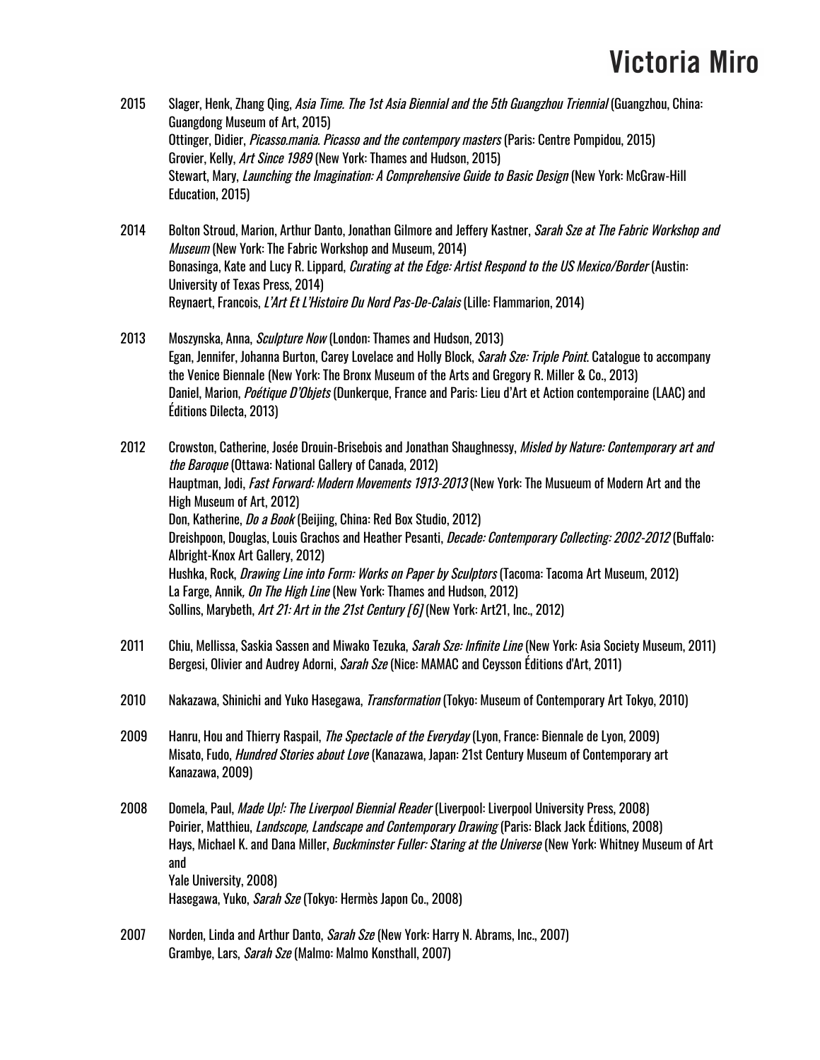2015 Slager, Henk, Zhang Qing, *Asia Time. The 1st Asia Biennial and the 5th Guangzhou Triennial* (Guangzhou, China: Guangdong Museum of Art, 2015)
Ottinger, Didier, *Picasso.mania. Picasso and the contempory masters* (Paris: Centre Pompidou, 2015)
Grovier, Kelly, *Art Since 1989* (New York: Thames and Hudson, 2015)
Stewart, Mary, *Launching the Imagination: A Comprehensive Guide to Basic Design* (New York: McGraw-Hill Education, 2015)

2014 Bolton Stroud, Marion, Arthur Danto, Jonathan Gilmore and Jeffery Kastner, *Sarah Sze at The Fabric Workshop and Museum* (New York: The Fabric Workshop and Museum, 2014)
Bonasinga, Kate and Lucy R. Lippard, *Curating at the Edge: Artist Respond to the US Mexico/Border* (Austin: University of Texas Press, 2014)
Reynaert, Francois, *L'Art Et L'Histoire Du Nord Pas-De-Calais* (Lille: Flammarion, 2014)

2013 Moszynska, Anna, *Sculpture Now* (London: Thames and Hudson, 2013)
Egan, Jennifer, Johanna Burton, Carey Lovelace and Holly Block, *Sarah Sze: Triple Point*. Catalogue to accompany the Venice Biennale (New York: The Bronx Museum of the Arts and Gregory R. Miller & Co., 2013)
Daniel, Marion, *Poétique D'Objets* (Dunkerque, France and Paris: Lieu d'Art et Action contemporaine (LAAC) and Éditions Dilecta, 2013)

2012 Crowston, Catherine, Josée Drouin-Brisebois and Jonathan Shaughnessy, *Misled by Nature: Contemporary art and the Baroque* (Ottawa: National Gallery of Canada, 2012)
Hauptman, Jodi, *Fast Forward: Modern Movements 1913-2013* (New York: The Musueum of Modern Art and the High Museum of Art, 2012)
Don, Katherine, *Do a Book* (Beijing, China: Red Box Studio, 2012)
Dreishpoon, Douglas, Louis Grachos and Heather Pesanti, *Decade: Contemporary Collecting: 2002-2012* (Buffalo: Albright-Knox Art Gallery, 2012)
Hushka, Rock, *Drawing Line into Form: Works on Paper by Sculptors* (Tacoma: Tacoma Art Museum, 2012)
La Farge, Annik, *On The High Line* (New York: Thames and Hudson, 2012)
Sollins, Marybeth, *Art 21: Art in the 21st Century [6]* (New York: Art21, Inc., 2012)

2011 Chiu, Mellissa, Saskia Sassen and Miwako Tezuka, *Sarah Sze: Infinite Line* (New York: Asia Society Museum, 2011)
Bergesi, Olivier and Audrey Adorni, *Sarah Sze* (Nice: MAMAC and Ceysson Éditions d'Art, 2011)

2010 Nakazawa, Shinichi and Yuko Hasegawa, *Transformation* (Tokyo: Museum of Contemporary Art Tokyo, 2010)

2009 Hanru, Hou and Thierry Raspail, *The Spectacle of the Everyday* (Lyon, France: Biennale de Lyon, 2009)
Misato, Fudo, *Hundred Stories about Love* (Kanazawa, Japan: 21st Century Museum of Contemporary art Kanazawa, 2009)

2008 Domela, Paul, *Made Up!: The Liverpool Biennial Reader* (Liverpool: Liverpool University Press, 2008)
Poirier, Matthieu, *Landscope, Landscape and Contemporary Drawing* (Paris: Black Jack Éditions, 2008)
Hays, Michael K. and Dana Miller, *Buckminster Fuller: Staring at the Universe* (New York: Whitney Museum of Art and
Yale University, 2008)
Hasegawa, Yuko, *Sarah Sze* (Tokyo: Hermès Japon Co., 2008)

2007 Norden, Linda and Arthur Danto, *Sarah Sze* (New York: Harry N. Abrams, Inc., 2007)
Grambye, Lars, *Sarah Sze* (Malmo: Malmo Konsthall, 2007)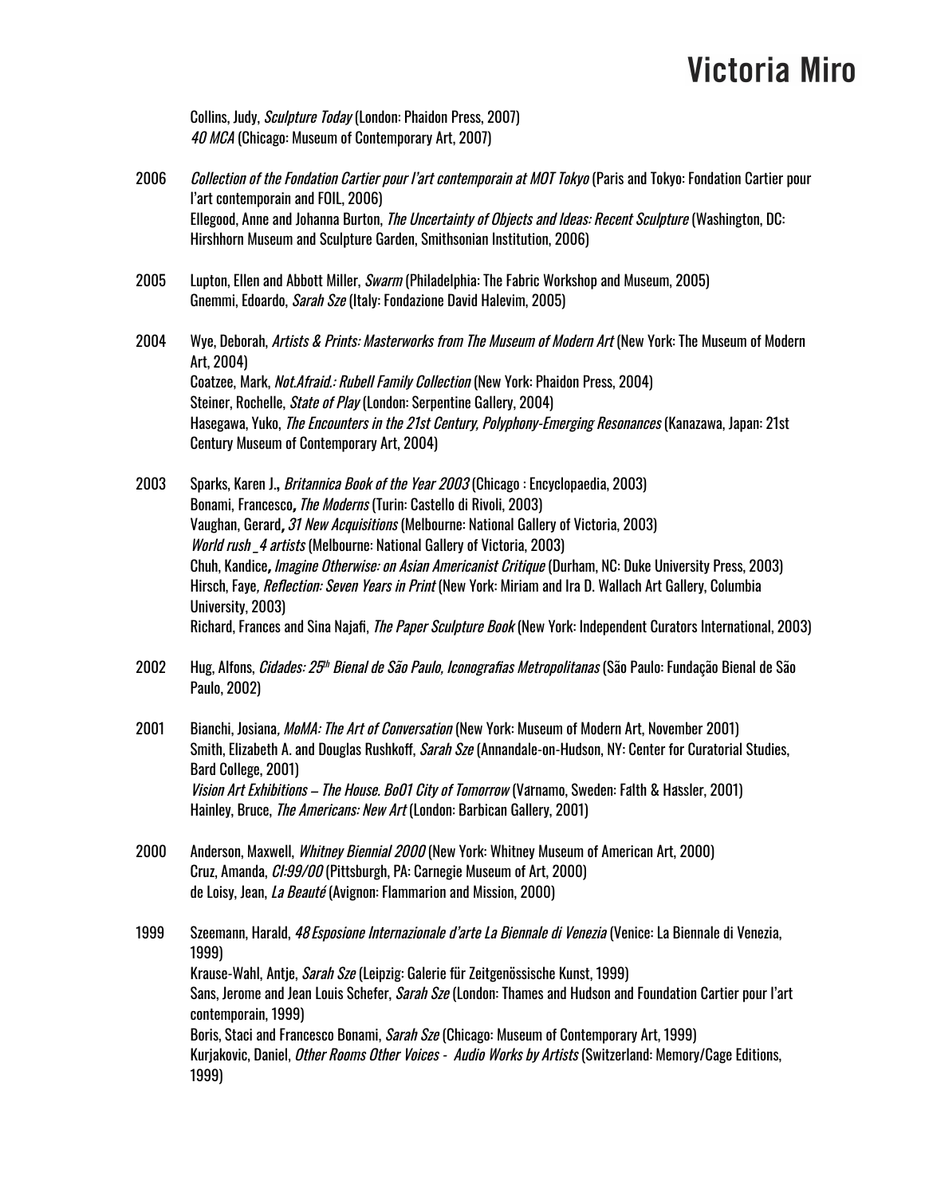Collins, Judy, *Sculpture Today* (London: Phaidon Press, 2007)
*40 MCA* (Chicago: Museum of Contemporary Art, 2007)

2006 *Collection of the Fondation Cartier pour l'art contemporain at MOT Tokyo* (Paris and Tokyo: Fondation Cartier pour l'art contemporain and FOIL, 2006)
Ellegood, Anne and Johanna Burton, *The Uncertainty of Objects and Ideas: Recent Sculpture* (Washington, DC: Hirshhorn Museum and Sculpture Garden, Smithsonian Institution, 2006)

2005 Lupton, Ellen and Abbott Miller, *Swarm* (Philadelphia: The Fabric Workshop and Museum, 2005)
Gnemmi, Edoardo, *Sarah Sze* (Italy: Fondazione David Halevim, 2005)

2004 Wye, Deborah, *Artists & Prints: Masterworks from The Museum of Modern Art* (New York: The Museum of Modern Art, 2004)
Coatzee, Mark, *Not.Afraid.: Rubell Family Collection* (New York: Phaidon Press, 2004)
Steiner, Rochelle, *State of Play* (London: Serpentine Gallery, 2004)
Hasegawa, Yuko, *The Encounters in the 21st Century, Polyphony-Emerging Resonances* (Kanazawa, Japan: 21st Century Museum of Contemporary Art, 2004)

2003 Sparks, Karen J., *Britannica Book of the Year 2003* (Chicago : Encyclopaedia, 2003)
Bonami, Francesco, *The Moderns* (Turin: Castello di Rivoli, 2003)
Vaughan, Gerard, *31 New Acquisitions* (Melbourne: National Gallery of Victoria, 2003)
*World rush _4 artists* (Melbourne: National Gallery of Victoria, 2003)
Chuh, Kandice, *Imagine Otherwise: on Asian Americanist Critique* (Durham, NC: Duke University Press, 2003)
Hirsch, Faye, *Reflection: Seven Years in Print* (New York: Miriam and Ira D. Wallach Art Gallery, Columbia University, 2003)
Richard, Frances and Sina Najafi, *The Paper Sculpture Book* (New York: Independent Curators International, 2003)

2002 Hug, Alfons, *Cidades: 25th Bienal de São Paulo, Iconografias Metropolitanas* (São Paulo: Fundação Bienal de São Paulo, 2002)

2001 Bianchi, Josiana, *MoMA: The Art of Conversation* (New York: Museum of Modern Art, November 2001)
Smith, Elizabeth A. and Douglas Rushkoff, *Sarah Sze* (Annandale-on-Hudson, NY: Center for Curatorial Studies, Bard College, 2001)
*Vision Art Exhibitions – The House. Bo01 City of Tomorrow* (Värnamo, Sweden: Fälth & Hässler, 2001)
Hainley, Bruce, *The Americans: New Art* (London: Barbican Gallery, 2001)

2000 Anderson, Maxwell, *Whitney Biennial 2000* (New York: Whitney Museum of American Art, 2000)
Cruz, Amanda, *CI:99/00* (Pittsburgh, PA: Carnegie Museum of Art, 2000)
de Loisy, Jean, *La Beauté* (Avignon: Flammarion and Mission, 2000)

1999 Szeemann, Harald, *48 Esposione Internazionale d'arte La Biennale di Venezia* (Venice: La Biennale di Venezia, 1999)
Krause-Wahl, Antje, *Sarah Sze* (Leipzig: Galerie für Zeitgenössische Kunst, 1999)
Sans, Jerome and Jean Louis Schefer, *Sarah Sze* (London: Thames and Hudson and Foundation Cartier pour l'art contemporain, 1999)
Boris, Staci and Francesco Bonami, *Sarah Sze* (Chicago: Museum of Contemporary Art, 1999)
Kurjakovic, Daniel, *Other Rooms Other Voices - Audio Works by Artists* (Switzerland: Memory/Cage Editions, 1999)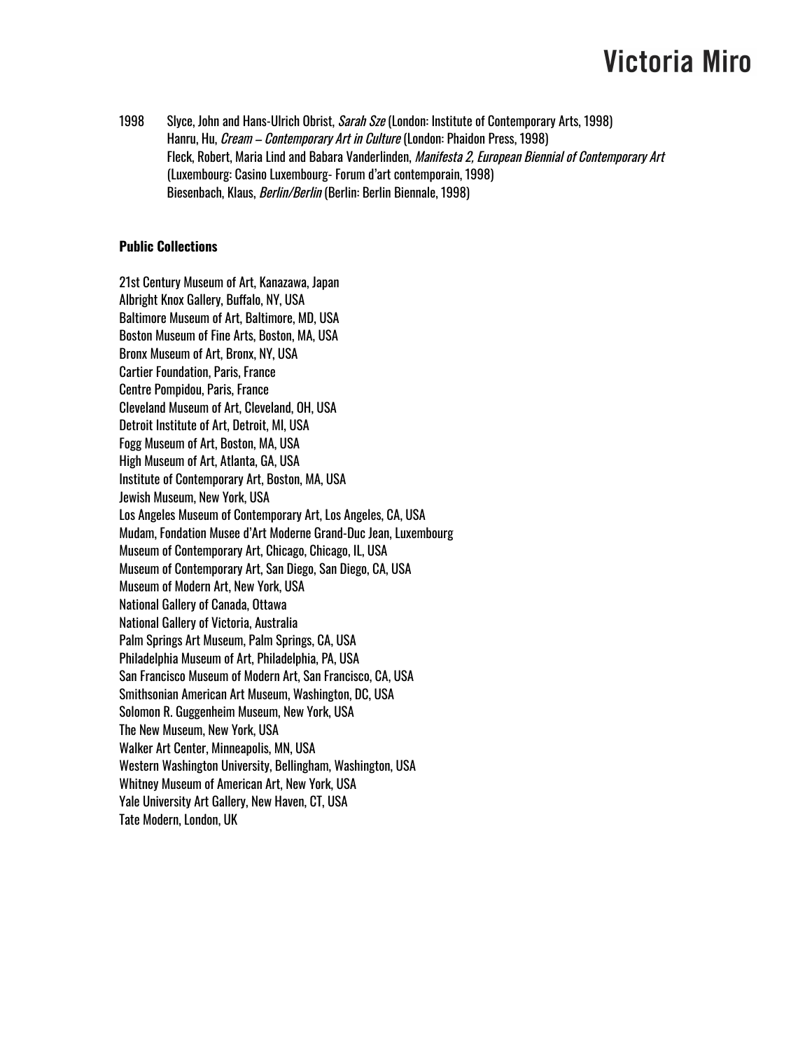1998 Slyce, John and Hans-Ulrich Obrist, *Sarah Sze* (London: Institute of Contemporary Arts, 1998)
Hanru, Hu, *Cream – Contemporary Art in Culture* (London: Phaidon Press, 1998)
Fleck, Robert, Maria Lind and Babara Vanderlinden, *Manifesta 2, European Biennial of Contemporary Art* (Luxembourg: Casino Luxembourg- Forum d'art contemporain, 1998)
Biesenbach, Klaus, *Berlin/Berlin* (Berlin: Berlin Biennale, 1998)

**Public Collections**

21st Century Museum of Art, Kanazawa, Japan
Albright Knox Gallery, Buffalo, NY, USA
Baltimore Museum of Art, Baltimore, MD, USA
Boston Museum of Fine Arts, Boston, MA, USA
Bronx Museum of Art, Bronx, NY, USA
Cartier Foundation, Paris, France
Centre Pompidou, Paris, France
Cleveland Museum of Art, Cleveland, OH, USA
Detroit Institute of Art, Detroit, MI, USA
Fogg Museum of Art, Boston, MA, USA
High Museum of Art, Atlanta, GA, USA
Institute of Contemporary Art, Boston, MA, USA
Jewish Museum, New York, USA
Los Angeles Museum of Contemporary Art, Los Angeles, CA, USA
Mudam, Fondation Musee d'Art Moderne Grand-Duc Jean, Luxembourg
Museum of Contemporary Art, Chicago, Chicago, IL, USA
Museum of Contemporary Art, San Diego, San Diego, CA, USA
Museum of Modern Art, New York, USA
National Gallery of Canada, Ottawa
National Gallery of Victoria, Australia
Palm Springs Art Museum, Palm Springs, CA, USA
Philadelphia Museum of Art, Philadelphia, PA, USA
San Francisco Museum of Modern Art, San Francisco, CA, USA
Smithsonian American Art Museum, Washington, DC, USA
Solomon R. Guggenheim Museum, New York, USA
The New Museum, New York, USA
Walker Art Center, Minneapolis, MN, USA
Western Washington University, Bellingham, Washington, USA
Whitney Museum of American Art, New York, USA
Yale University Art Gallery, New Haven, CT, USA
Tate Modern, London, UK